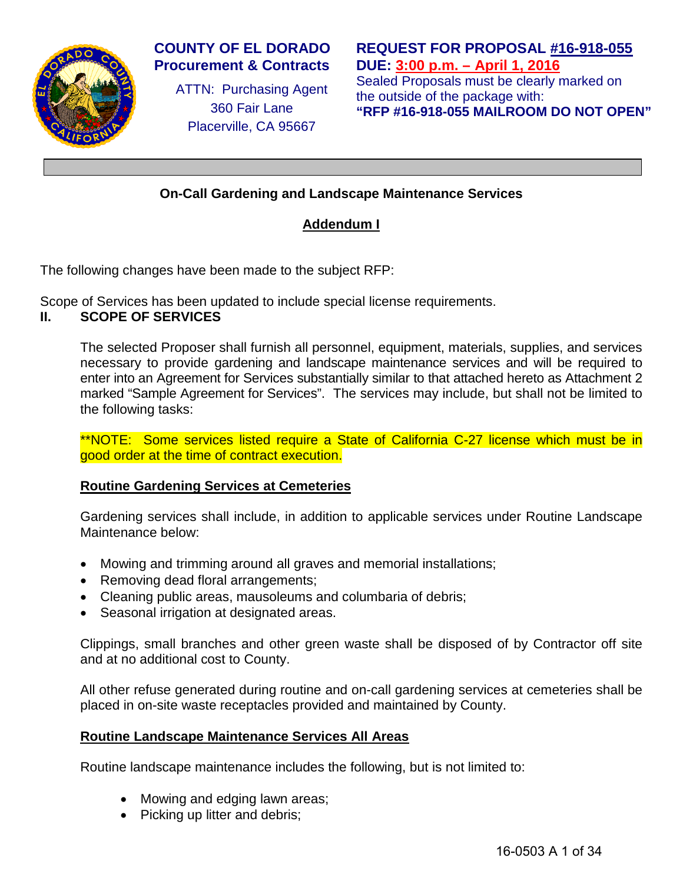**COUNTY OF EL DORADO**
**Procurement & Contracts**

ATTN: Purchasing Agent
360 Fair Lane
Placerville, CA 95667

**REQUEST FOR PROPOSAL #16-918-055**
**DUE: 3:00 p.m. – April 1, 2016**
Sealed Proposals must be clearly marked on the outside of the package with:
**"RFP #16-918-055 MAILROOM DO NOT OPEN"**

## On-Call Gardening and Landscape Maintenance Services

### Addendum I

The following changes have been made to the subject RFP:

Scope of Services has been updated to include special license requirements.

## II. SCOPE OF SERVICES

The selected Proposer shall furnish all personnel, equipment, materials, supplies, and services necessary to provide gardening and landscape maintenance services and will be required to enter into an Agreement for Services substantially similar to that attached hereto as Attachment 2 marked "Sample Agreement for Services". The services may include, but shall not be limited to the following tasks:

**NOTE: Some services listed require a State of California C-27 license which must be in good order at the time of contract execution.

**Routine Gardening Services at Cemeteries**

Gardening services shall include, in addition to applicable services under Routine Landscape Maintenance below:

- Mowing and trimming around all graves and memorial installations;
- Removing dead floral arrangements;
- Cleaning public areas, mausoleums and columbaria of debris;
- Seasonal irrigation at designated areas.

Clippings, small branches and other green waste shall be disposed of by Contractor off site and at no additional cost to County.

All other refuse generated during routine and on-call gardening services at cemeteries shall be placed in on-site waste receptacles provided and maintained by County.

**Routine Landscape Maintenance Services All Areas**

Routine landscape maintenance includes the following, but is not limited to:

- Mowing and edging lawn areas;
- Picking up litter and debris;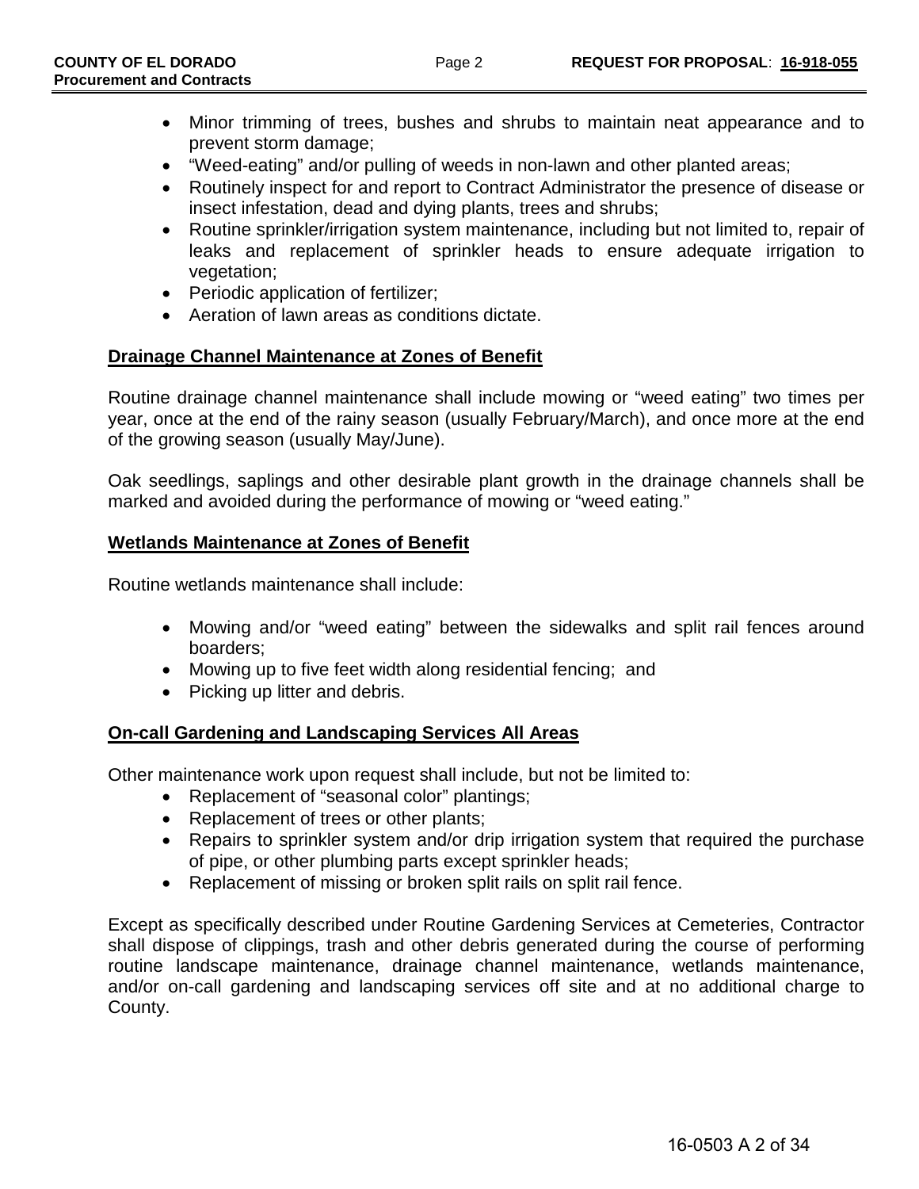- Minor trimming of trees, bushes and shrubs to maintain neat appearance and to prevent storm damage;
- "Weed-eating" and/or pulling of weeds in non-lawn and other planted areas;
- Routinely inspect for and report to Contract Administrator the presence of disease or insect infestation, dead and dying plants, trees and shrubs;
- Routine sprinkler/irrigation system maintenance, including but not limited to, repair of leaks and replacement of sprinkler heads to ensure adequate irrigation to vegetation;
- Periodic application of fertilizer;
- Aeration of lawn areas as conditions dictate.

**Drainage Channel Maintenance at Zones of Benefit**

Routine drainage channel maintenance shall include mowing or "weed eating" two times per year, once at the end of the rainy season (usually February/March), and once more at the end of the growing season (usually May/June).

Oak seedlings, saplings and other desirable plant growth in the drainage channels shall be marked and avoided during the performance of mowing or "weed eating."

**Wetlands Maintenance at Zones of Benefit**

Routine wetlands maintenance shall include:

- Mowing and/or "weed eating" between the sidewalks and split rail fences around boarders;
- Mowing up to five feet width along residential fencing; and
- Picking up litter and debris.

**On-call Gardening and Landscaping Services All Areas**

Other maintenance work upon request shall include, but not be limited to:

- Replacement of "seasonal color" plantings;
- Replacement of trees or other plants;
- Repairs to sprinkler system and/or drip irrigation system that required the purchase of pipe, or other plumbing parts except sprinkler heads;
- Replacement of missing or broken split rails on split rail fence.

Except as specifically described under Routine Gardening Services at Cemeteries, Contractor shall dispose of clippings, trash and other debris generated during the course of performing routine landscape maintenance, drainage channel maintenance, wetlands maintenance, and/or on-call gardening and landscaping services off site and at no additional charge to County.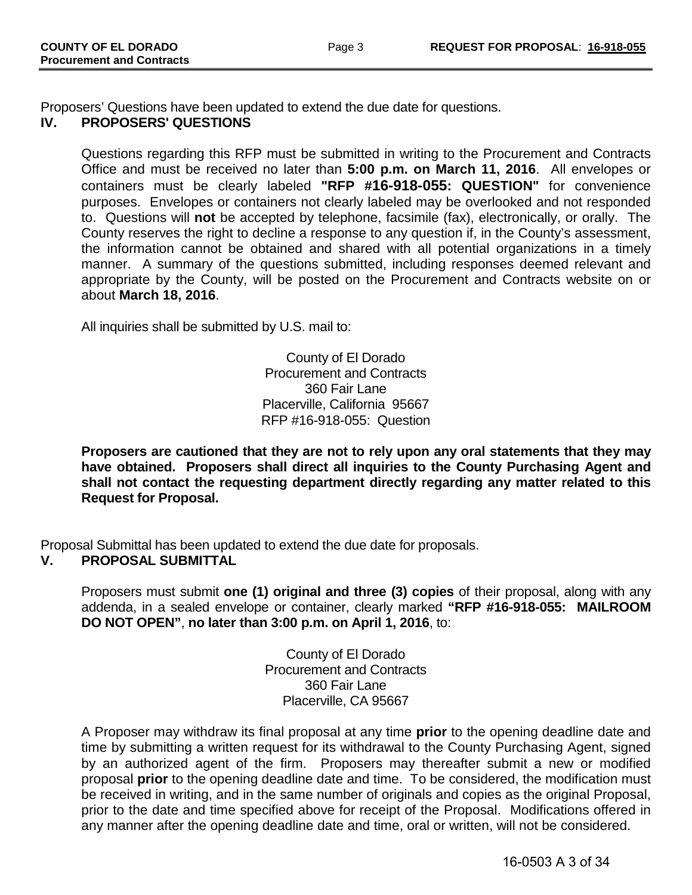Proposers' Questions have been updated to extend the due date for questions.

## IV. PROPOSERS' QUESTIONS

Questions regarding this RFP must be submitted in writing to the Procurement and Contracts Office and must be received no later than **5:00 p.m. on March 11, 2016**. All envelopes or containers must be clearly labeled **"RFP #16-918-055: QUESTION"** for convenience purposes. Envelopes or containers not clearly labeled may be overlooked and not responded to. Questions will **not** be accepted by telephone, facsimile (fax), electronically, or orally. The County reserves the right to decline a response to any question if, in the County's assessment, the information cannot be obtained and shared with all potential organizations in a timely manner. A summary of the questions submitted, including responses deemed relevant and appropriate by the County, will be posted on the Procurement and Contracts website on or about **March 18, 2016**.

All inquiries shall be submitted by U.S. mail to:

County of El Dorado
Procurement and Contracts
360 Fair Lane
Placerville, California 95667
RFP #16-918-055: Question

**Proposers are cautioned that they are not to rely upon any oral statements that they may have obtained. Proposers shall direct all inquiries to the County Purchasing Agent and shall not contact the requesting department directly regarding any matter related to this Request for Proposal.**

Proposal Submittal has been updated to extend the due date for proposals.

## V. PROPOSAL SUBMITTAL

Proposers must submit **one (1) original and three (3) copies** of their proposal, along with any addenda, in a sealed envelope or container, clearly marked **"RFP #16-918-055: MAILROOM DO NOT OPEN"**, **no later than 3:00 p.m. on April 1, 2016**, to:

County of El Dorado
Procurement and Contracts
360 Fair Lane
Placerville, CA 95667

A Proposer may withdraw its final proposal at any time **prior** to the opening deadline date and time by submitting a written request for its withdrawal to the County Purchasing Agent, signed by an authorized agent of the firm. Proposers may thereafter submit a new or modified proposal **prior** to the opening deadline date and time. To be considered, the modification must be received in writing, and in the same number of originals and copies as the original Proposal, prior to the date and time specified above for receipt of the Proposal. Modifications offered in any manner after the opening deadline date and time, oral or written, will not be considered.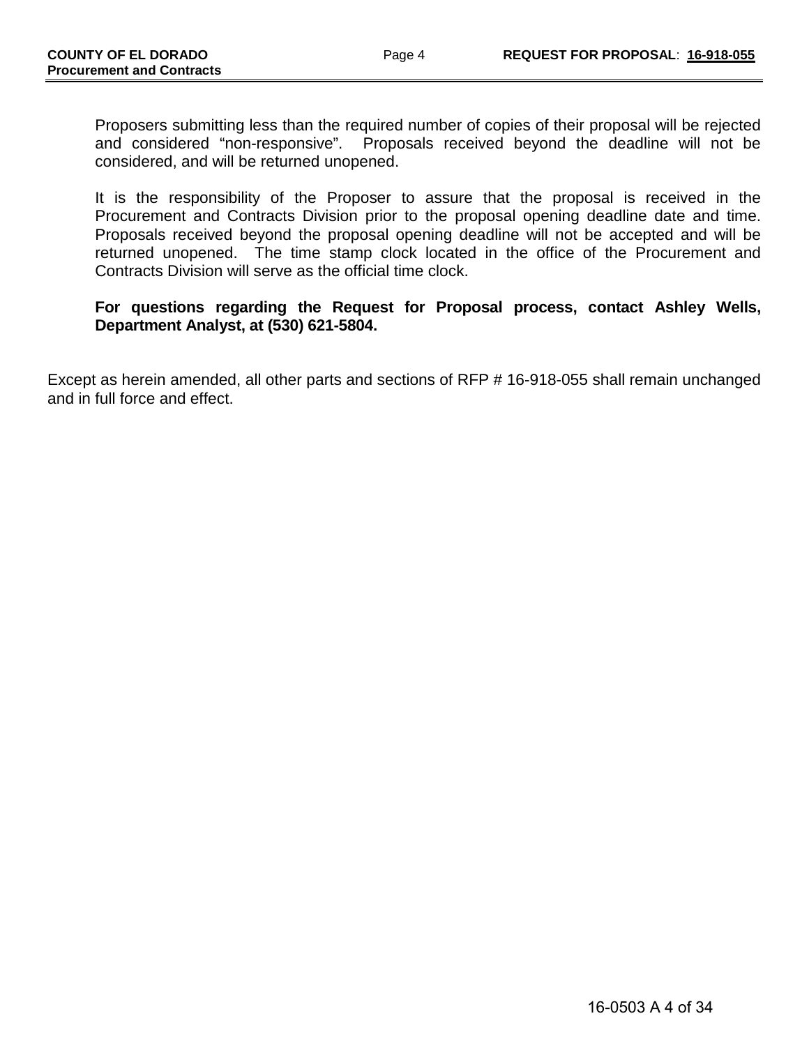Proposers submitting less than the required number of copies of their proposal will be rejected and considered "non-responsive". Proposals received beyond the deadline will not be considered, and will be returned unopened.

It is the responsibility of the Proposer to assure that the proposal is received in the Procurement and Contracts Division prior to the proposal opening deadline date and time. Proposals received beyond the proposal opening deadline will not be accepted and will be returned unopened. The time stamp clock located in the office of the Procurement and Contracts Division will serve as the official time clock.

**For questions regarding the Request for Proposal process, contact Ashley Wells, Department Analyst, at (530) 621-5804.**

Except as herein amended, all other parts and sections of RFP # 16-918-055 shall remain unchanged and in full force and effect.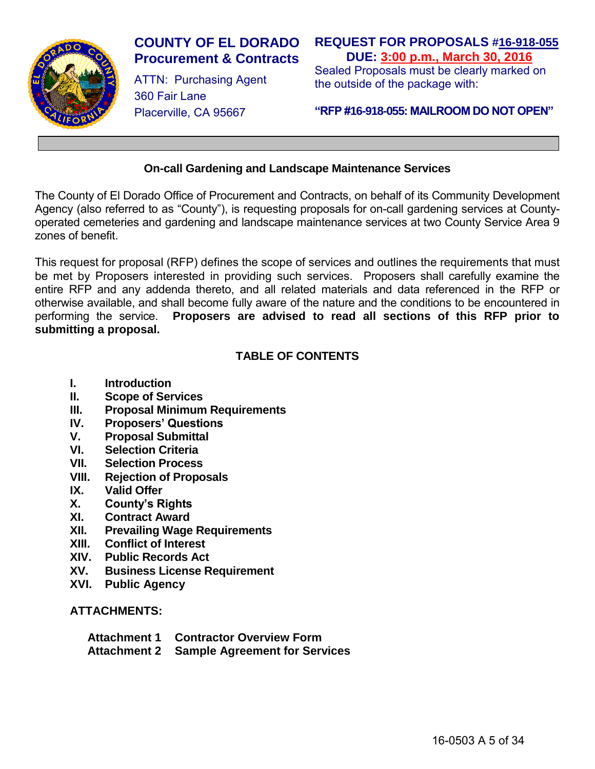**COUNTY OF EL DORADO**
**Procurement & Contracts**

ATTN: Purchasing Agent
360 Fair Lane
Placerville, CA 95667

**REQUEST FOR PROPOSALS #16-918-055**
**DUE: 3:00 p.m., March 30, 2016**

Sealed Proposals must be clearly marked on the outside of the package with:

**"RFP #16-918-055: MAILROOM DO NOT OPEN"**

## On-call Gardening and Landscape Maintenance Services

The County of El Dorado Office of Procurement and Contracts, on behalf of its Community Development Agency (also referred to as "County"), is requesting proposals for on-call gardening services at County-operated cemeteries and gardening and landscape maintenance services at two County Service Area 9 zones of benefit.

This request for proposal (RFP) defines the scope of services and outlines the requirements that must be met by Proposers interested in providing such services. Proposers shall carefully examine the entire RFP and any addenda thereto, and all related materials and data referenced in the RFP or otherwise available, and shall become fully aware of the nature and the conditions to be encountered in performing the service. **Proposers are advised to read all sections of this RFP prior to submitting a proposal.**

## TABLE OF CONTENTS

- **I. Introduction**
- **II. Scope of Services**
- **III. Proposal Minimum Requirements**
- **IV. Proposers' Questions**
- **V. Proposal Submittal**
- **VI. Selection Criteria**
- **VII. Selection Process**
- **VIII. Rejection of Proposals**
- **IX. Valid Offer**
- **X. County's Rights**
- **XI. Contract Award**
- **XII. Prevailing Wage Requirements**
- **XIII. Conflict of Interest**
- **XIV. Public Records Act**
- **XV. Business License Requirement**
- **XVI. Public Agency**

**ATTACHMENTS:**

- **Attachment 1 Contractor Overview Form**
- **Attachment 2 Sample Agreement for Services**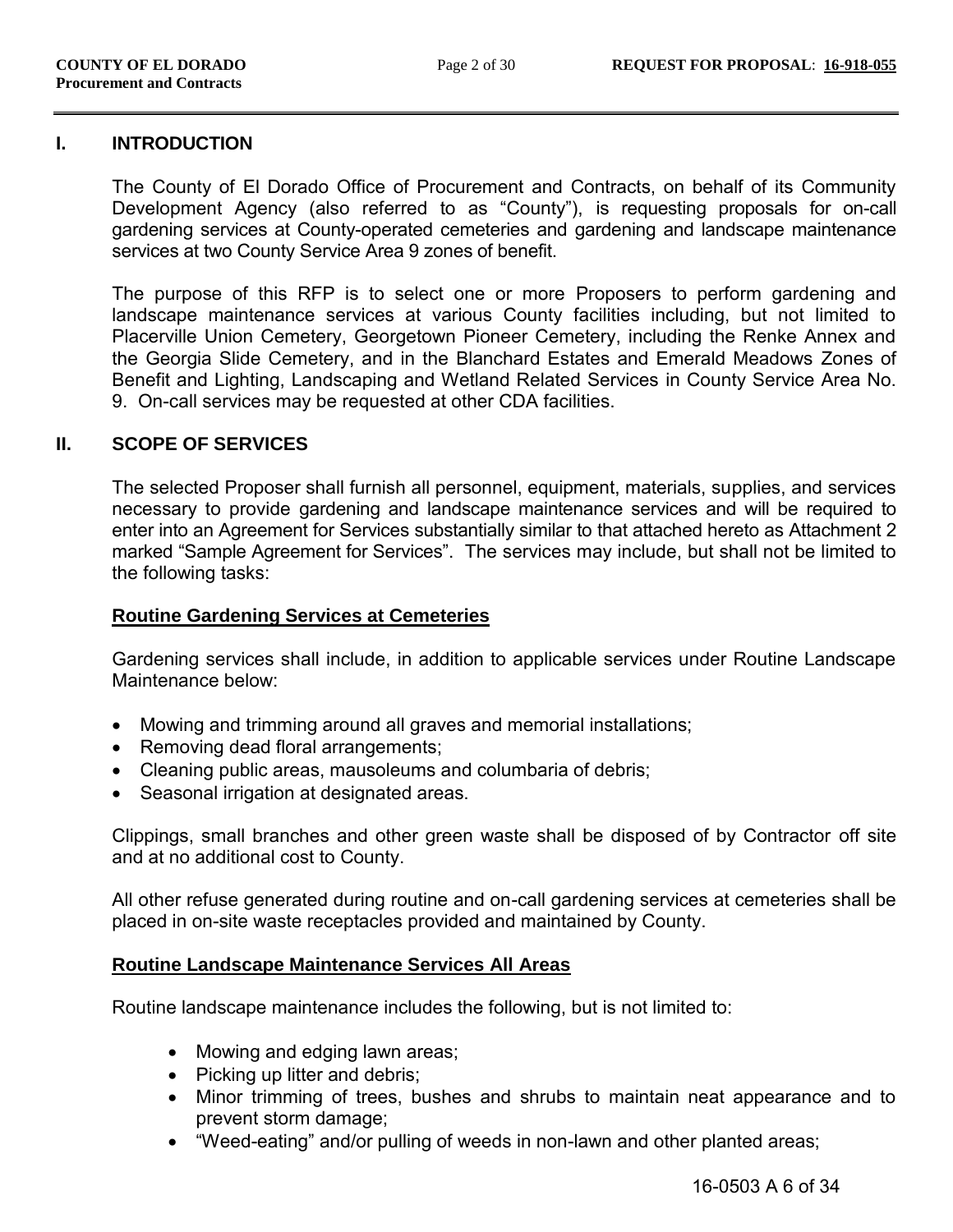## I. INTRODUCTION

The County of El Dorado Office of Procurement and Contracts, on behalf of its Community Development Agency (also referred to as "County"), is requesting proposals for on-call gardening services at County-operated cemeteries and gardening and landscape maintenance services at two County Service Area 9 zones of benefit.

The purpose of this RFP is to select one or more Proposers to perform gardening and landscape maintenance services at various County facilities including, but not limited to Placerville Union Cemetery, Georgetown Pioneer Cemetery, including the Renke Annex and the Georgia Slide Cemetery, and in the Blanchard Estates and Emerald Meadows Zones of Benefit and Lighting, Landscaping and Wetland Related Services in County Service Area No. 9. On-call services may be requested at other CDA facilities.

## II. SCOPE OF SERVICES

The selected Proposer shall furnish all personnel, equipment, materials, supplies, and services necessary to provide gardening and landscape maintenance services and will be required to enter into an Agreement for Services substantially similar to that attached hereto as Attachment 2 marked "Sample Agreement for Services". The services may include, but shall not be limited to the following tasks:

### Routine Gardening Services at Cemeteries

Gardening services shall include, in addition to applicable services under Routine Landscape Maintenance below:

- Mowing and trimming around all graves and memorial installations;
- Removing dead floral arrangements;
- Cleaning public areas, mausoleums and columbaria of debris;
- Seasonal irrigation at designated areas.

Clippings, small branches and other green waste shall be disposed of by Contractor off site and at no additional cost to County.

All other refuse generated during routine and on-call gardening services at cemeteries shall be placed in on-site waste receptacles provided and maintained by County.

### Routine Landscape Maintenance Services All Areas

Routine landscape maintenance includes the following, but is not limited to:

- Mowing and edging lawn areas;
- Picking up litter and debris;
- Minor trimming of trees, bushes and shrubs to maintain neat appearance and to prevent storm damage;
- "Weed-eating" and/or pulling of weeds in non-lawn and other planted areas;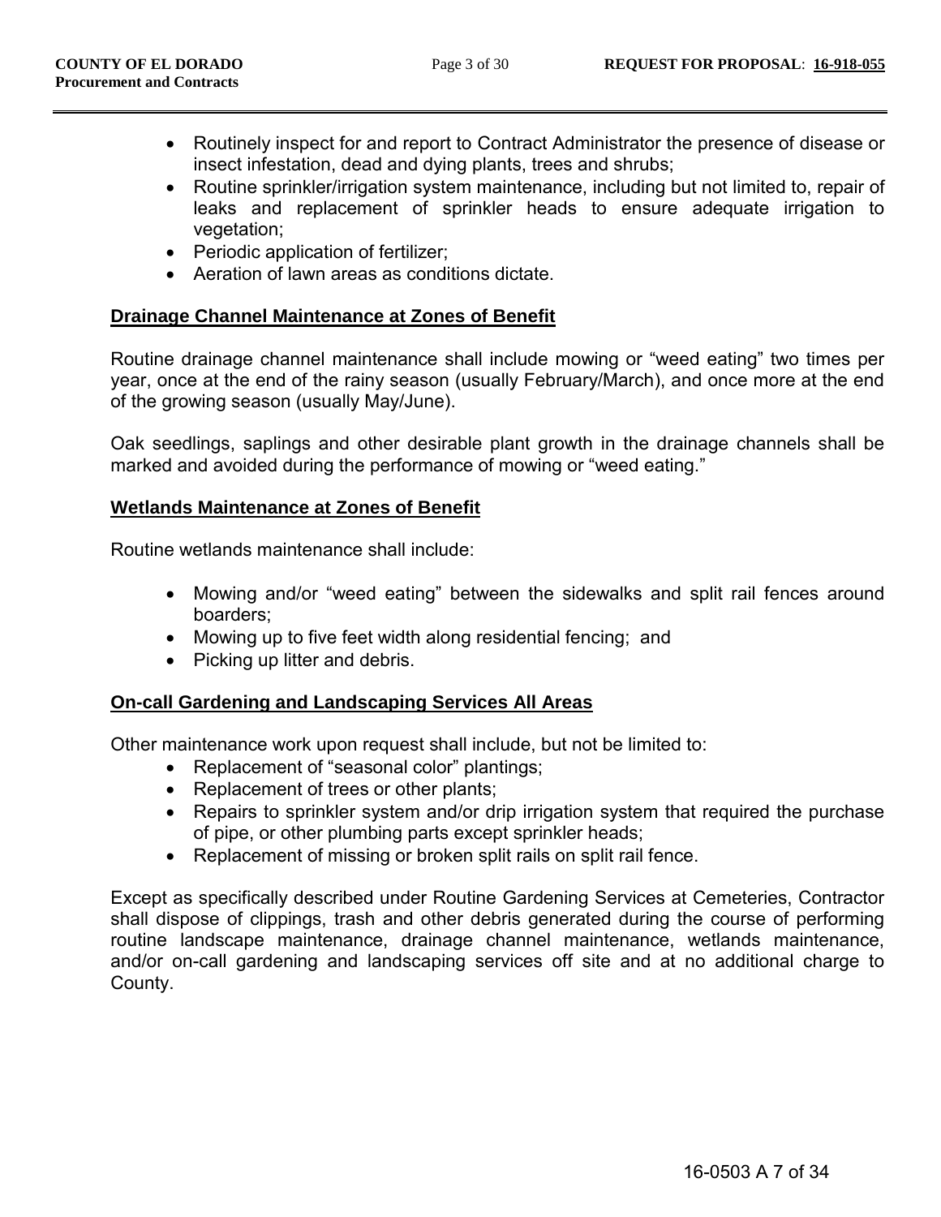- Routinely inspect for and report to Contract Administrator the presence of disease or insect infestation, dead and dying plants, trees and shrubs;
- Routine sprinkler/irrigation system maintenance, including but not limited to, repair of leaks and replacement of sprinkler heads to ensure adequate irrigation to vegetation;
- Periodic application of fertilizer;
- Aeration of lawn areas as conditions dictate.

**Drainage Channel Maintenance at Zones of Benefit**

Routine drainage channel maintenance shall include mowing or "weed eating" two times per year, once at the end of the rainy season (usually February/March), and once more at the end of the growing season (usually May/June).

Oak seedlings, saplings and other desirable plant growth in the drainage channels shall be marked and avoided during the performance of mowing or "weed eating."

**Wetlands Maintenance at Zones of Benefit**

Routine wetlands maintenance shall include:

- Mowing and/or "weed eating" between the sidewalks and split rail fences around boarders;
- Mowing up to five feet width along residential fencing; and
- Picking up litter and debris.

**On-call Gardening and Landscaping Services All Areas**

Other maintenance work upon request shall include, but not be limited to:

- Replacement of "seasonal color" plantings;
- Replacement of trees or other plants;
- Repairs to sprinkler system and/or drip irrigation system that required the purchase of pipe, or other plumbing parts except sprinkler heads;
- Replacement of missing or broken split rails on split rail fence.

Except as specifically described under Routine Gardening Services at Cemeteries, Contractor shall dispose of clippings, trash and other debris generated during the course of performing routine landscape maintenance, drainage channel maintenance, wetlands maintenance, and/or on-call gardening and landscaping services off site and at no additional charge to County.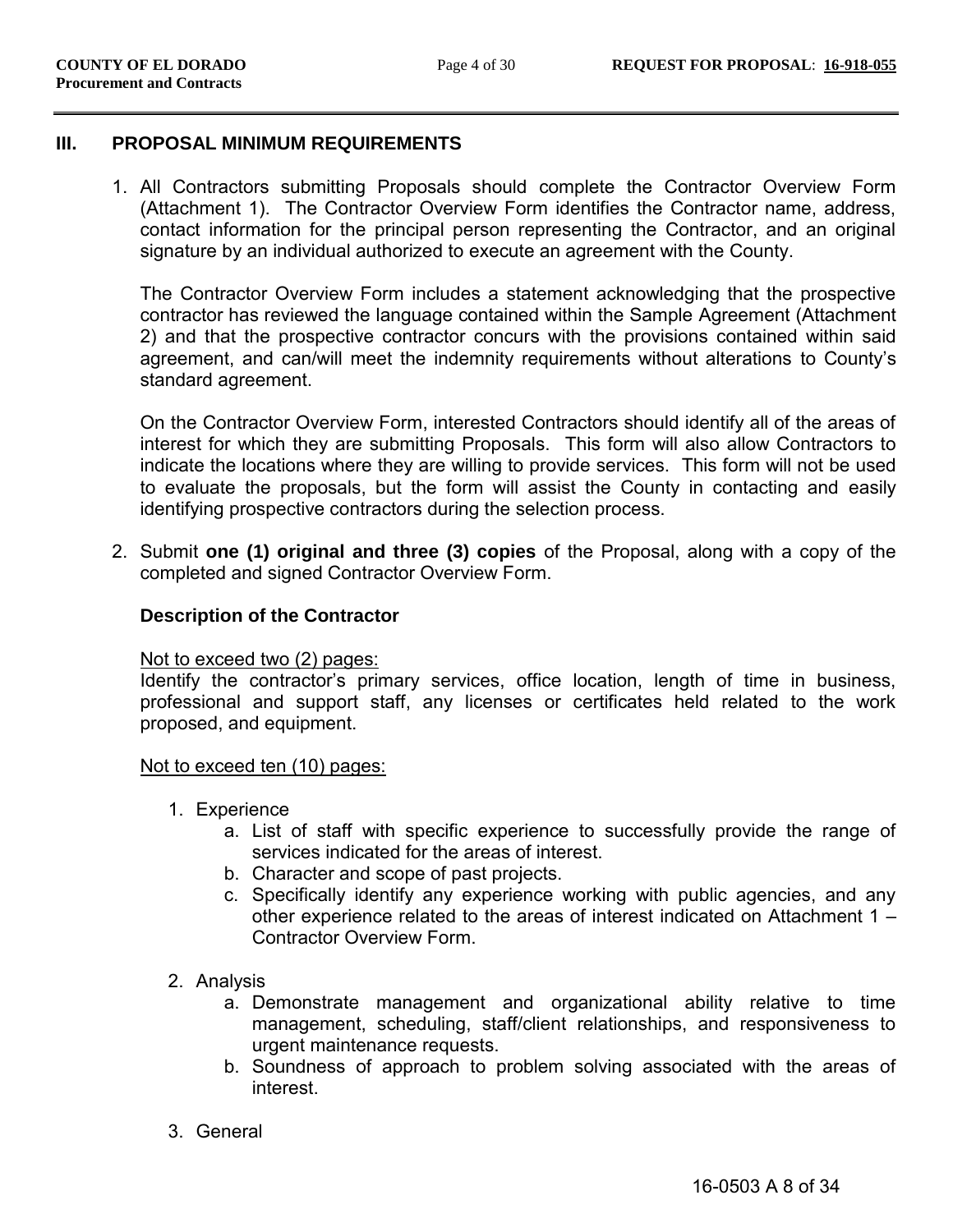## III. PROPOSAL MINIMUM REQUIREMENTS

1. All Contractors submitting Proposals should complete the Contractor Overview Form (Attachment 1). The Contractor Overview Form identifies the Contractor name, address, contact information for the principal person representing the Contractor, and an original signature by an individual authorized to execute an agreement with the County.

   The Contractor Overview Form includes a statement acknowledging that the prospective contractor has reviewed the language contained within the Sample Agreement (Attachment 2) and that the prospective contractor concurs with the provisions contained within said agreement, and can/will meet the indemnity requirements without alterations to County's standard agreement.

   On the Contractor Overview Form, interested Contractors should identify all of the areas of interest for which they are submitting Proposals. This form will also allow Contractors to indicate the locations where they are willing to provide services. This form will not be used to evaluate the proposals, but the form will assist the County in contacting and easily identifying prospective contractors during the selection process.

2. Submit **one (1) original and three (3) copies** of the Proposal, along with a copy of the completed and signed Contractor Overview Form.

   **Description of the Contractor**

   <u>Not to exceed two (2) pages:</u>
   Identify the contractor's primary services, office location, length of time in business, professional and support staff, any licenses or certificates held related to the work proposed, and equipment.

   <u>Not to exceed ten (10) pages:</u>

   1. Experience
      a. List of staff with specific experience to successfully provide the range of services indicated for the areas of interest.
      b. Character and scope of past projects.
      c. Specifically identify any experience working with public agencies, and any other experience related to the areas of interest indicated on Attachment 1 – Contractor Overview Form.

   2. Analysis
      a. Demonstrate management and organizational ability relative to time management, scheduling, staff/client relationships, and responsiveness to urgent maintenance requests.
      b. Soundness of approach to problem solving associated with the areas of interest.

   3. General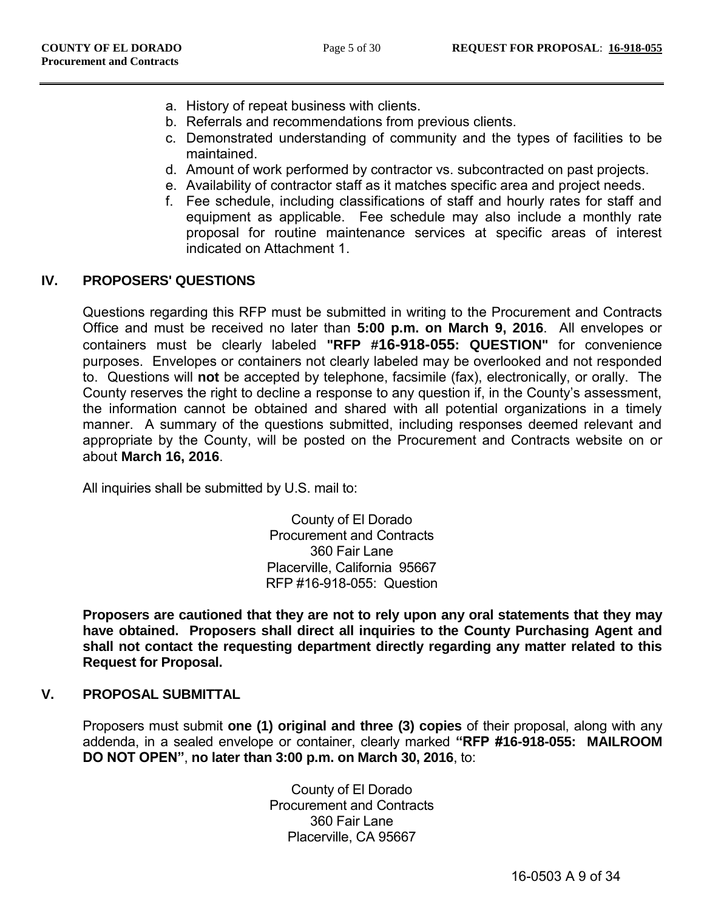a. History of repeat business with clients.
b. Referrals and recommendations from previous clients.
c. Demonstrated understanding of community and the types of facilities to be maintained.
d. Amount of work performed by contractor vs. subcontracted on past projects.
e. Availability of contractor staff as it matches specific area and project needs.
f. Fee schedule, including classifications of staff and hourly rates for staff and equipment as applicable. Fee schedule may also include a monthly rate proposal for routine maintenance services at specific areas of interest indicated on Attachment 1.

## IV. PROPOSERS' QUESTIONS

Questions regarding this RFP must be submitted in writing to the Procurement and Contracts Office and must be received no later than **5:00 p.m. on March 9, 2016**. All envelopes or containers must be clearly labeled **"RFP #16-918-055: QUESTION"** for convenience purposes. Envelopes or containers not clearly labeled may be overlooked and not responded to. Questions will **not** be accepted by telephone, facsimile (fax), electronically, or orally. The County reserves the right to decline a response to any question if, in the County's assessment, the information cannot be obtained and shared with all potential organizations in a timely manner. A summary of the questions submitted, including responses deemed relevant and appropriate by the County, will be posted on the Procurement and Contracts website on or about **March 16, 2016**.

All inquiries shall be submitted by U.S. mail to:

County of El Dorado
Procurement and Contracts
360 Fair Lane
Placerville, California 95667
RFP #16-918-055: Question

**Proposers are cautioned that they are not to rely upon any oral statements that they may have obtained. Proposers shall direct all inquiries to the County Purchasing Agent and shall not contact the requesting department directly regarding any matter related to this Request for Proposal.**

## V. PROPOSAL SUBMITTAL

Proposers must submit **one (1) original and three (3) copies** of their proposal, along with any addenda, in a sealed envelope or container, clearly marked **"RFP #16-918-055: MAILROOM DO NOT OPEN"**, **no later than 3:00 p.m. on March 30, 2016**, to:

County of El Dorado
Procurement and Contracts
360 Fair Lane
Placerville, CA 95667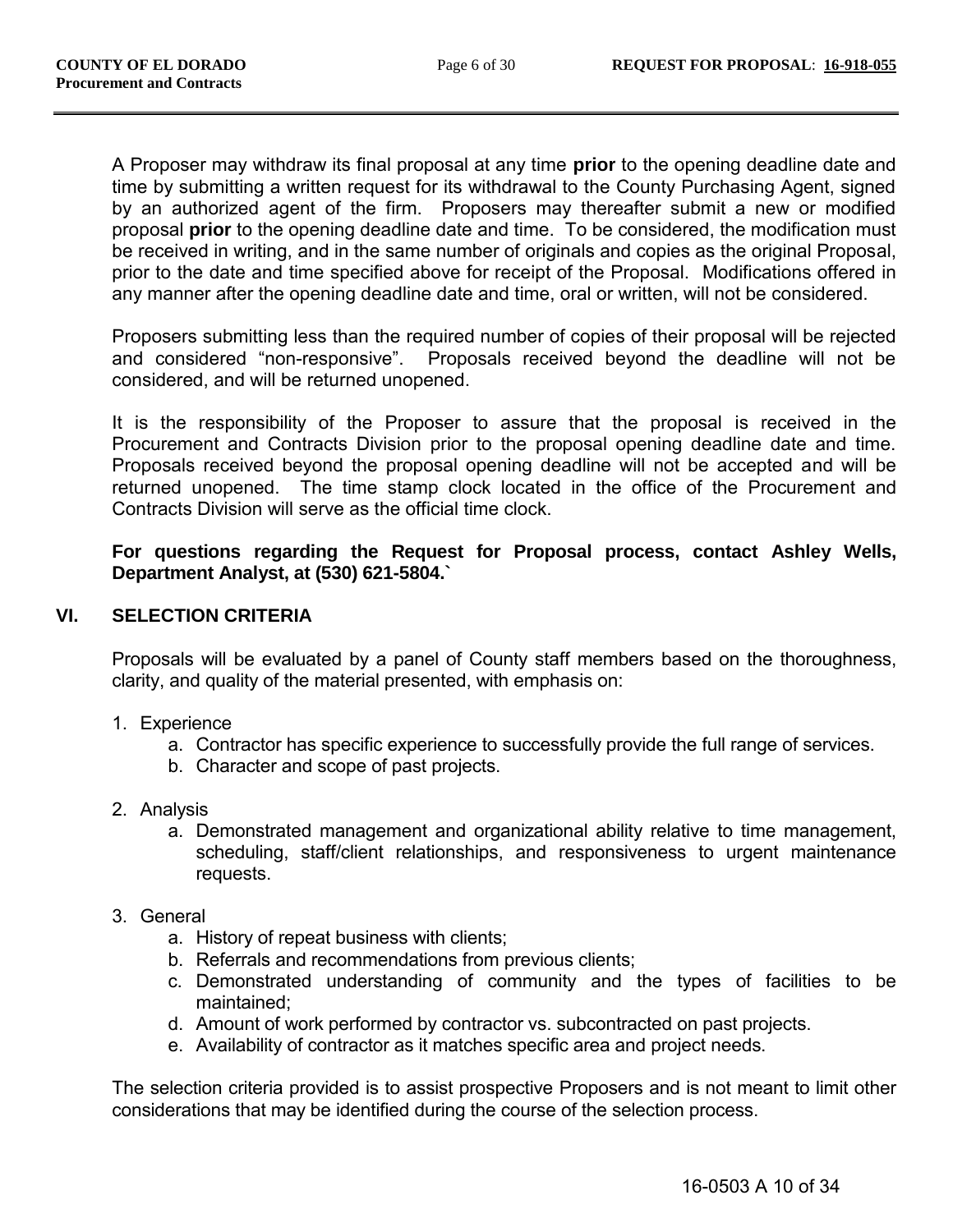A Proposer may withdraw its final proposal at any time **prior** to the opening deadline date and time by submitting a written request for its withdrawal to the County Purchasing Agent, signed by an authorized agent of the firm. Proposers may thereafter submit a new or modified proposal **prior** to the opening deadline date and time. To be considered, the modification must be received in writing, and in the same number of originals and copies as the original Proposal, prior to the date and time specified above for receipt of the Proposal. Modifications offered in any manner after the opening deadline date and time, oral or written, will not be considered.

Proposers submitting less than the required number of copies of their proposal will be rejected and considered "non-responsive". Proposals received beyond the deadline will not be considered, and will be returned unopened.

It is the responsibility of the Proposer to assure that the proposal is received in the Procurement and Contracts Division prior to the proposal opening deadline date and time. Proposals received beyond the proposal opening deadline will not be accepted and will be returned unopened. The time stamp clock located in the office of the Procurement and Contracts Division will serve as the official time clock.

**For questions regarding the Request for Proposal process, contact Ashley Wells, Department Analyst, at (530) 621-5804.`**

## VI. SELECTION CRITERIA

Proposals will be evaluated by a panel of County staff members based on the thoroughness, clarity, and quality of the material presented, with emphasis on:

1. Experience
   a. Contractor has specific experience to successfully provide the full range of services.
   b. Character and scope of past projects.

2. Analysis
   a. Demonstrated management and organizational ability relative to time management, scheduling, staff/client relationships, and responsiveness to urgent maintenance requests.

3. General
   a. History of repeat business with clients;
   b. Referrals and recommendations from previous clients;
   c. Demonstrated understanding of community and the types of facilities to be maintained;
   d. Amount of work performed by contractor vs. subcontracted on past projects.
   e. Availability of contractor as it matches specific area and project needs.

The selection criteria provided is to assist prospective Proposers and is not meant to limit other considerations that may be identified during the course of the selection process.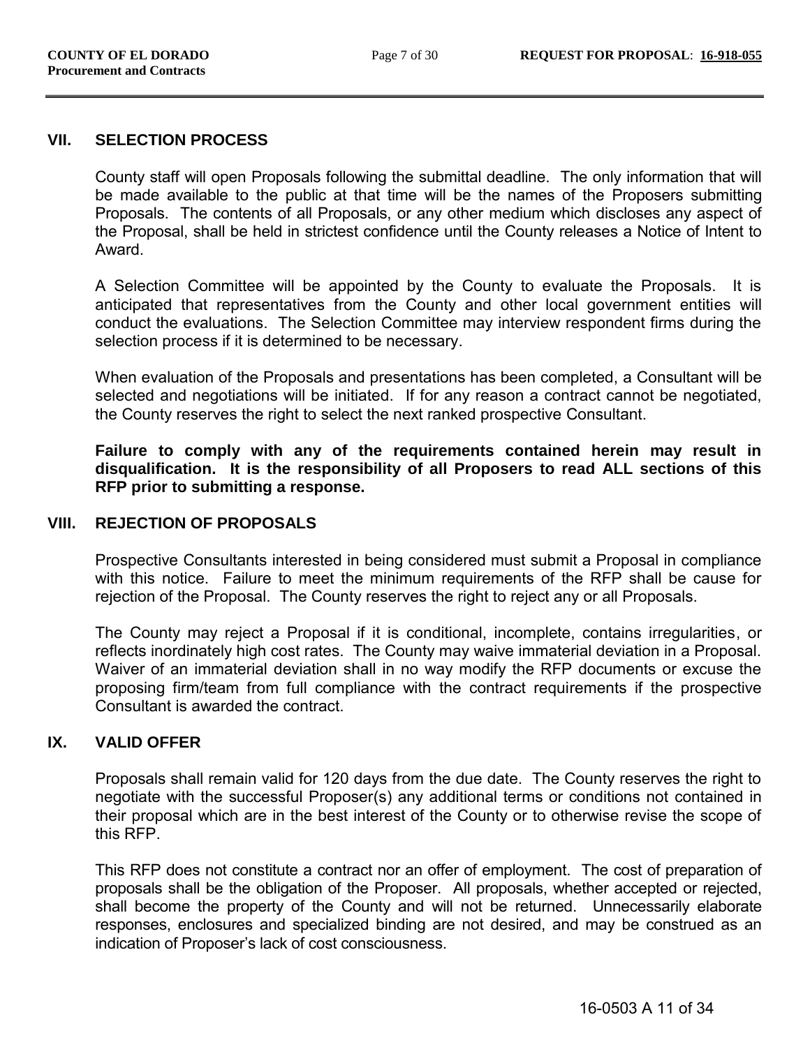## VII. SELECTION PROCESS

County staff will open Proposals following the submittal deadline. The only information that will be made available to the public at that time will be the names of the Proposers submitting Proposals. The contents of all Proposals, or any other medium which discloses any aspect of the Proposal, shall be held in strictest confidence until the County releases a Notice of Intent to Award.

A Selection Committee will be appointed by the County to evaluate the Proposals. It is anticipated that representatives from the County and other local government entities will conduct the evaluations. The Selection Committee may interview respondent firms during the selection process if it is determined to be necessary.

When evaluation of the Proposals and presentations has been completed, a Consultant will be selected and negotiations will be initiated. If for any reason a contract cannot be negotiated, the County reserves the right to select the next ranked prospective Consultant.

**Failure to comply with any of the requirements contained herein may result in disqualification. It is the responsibility of all Proposers to read ALL sections of this RFP prior to submitting a response.**

## VIII. REJECTION OF PROPOSALS

Prospective Consultants interested in being considered must submit a Proposal in compliance with this notice. Failure to meet the minimum requirements of the RFP shall be cause for rejection of the Proposal. The County reserves the right to reject any or all Proposals.

The County may reject a Proposal if it is conditional, incomplete, contains irregularities, or reflects inordinately high cost rates. The County may waive immaterial deviation in a Proposal. Waiver of an immaterial deviation shall in no way modify the RFP documents or excuse the proposing firm/team from full compliance with the contract requirements if the prospective Consultant is awarded the contract.

## IX. VALID OFFER

Proposals shall remain valid for 120 days from the due date. The County reserves the right to negotiate with the successful Proposer(s) any additional terms or conditions not contained in their proposal which are in the best interest of the County or to otherwise revise the scope of this RFP.

This RFP does not constitute a contract nor an offer of employment. The cost of preparation of proposals shall be the obligation of the Proposer. All proposals, whether accepted or rejected, shall become the property of the County and will not be returned. Unnecessarily elaborate responses, enclosures and specialized binding are not desired, and may be construed as an indication of Proposer's lack of cost consciousness.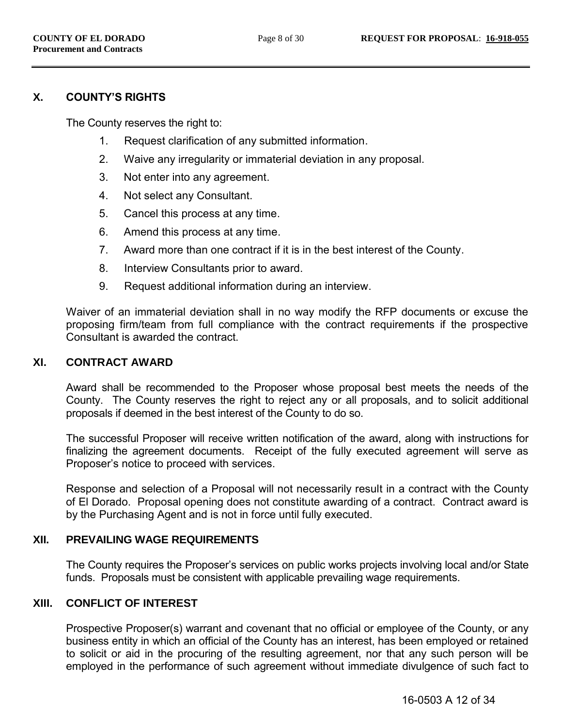## X. COUNTY'S RIGHTS

The County reserves the right to:

1. Request clarification of any submitted information.
2. Waive any irregularity or immaterial deviation in any proposal.
3. Not enter into any agreement.
4. Not select any Consultant.
5. Cancel this process at any time.
6. Amend this process at any time.
7. Award more than one contract if it is in the best interest of the County.
8. Interview Consultants prior to award.
9. Request additional information during an interview.

Waiver of an immaterial deviation shall in no way modify the RFP documents or excuse the proposing firm/team from full compliance with the contract requirements if the prospective Consultant is awarded the contract.

## XI. CONTRACT AWARD

Award shall be recommended to the Proposer whose proposal best meets the needs of the County. The County reserves the right to reject any or all proposals, and to solicit additional proposals if deemed in the best interest of the County to do so.

The successful Proposer will receive written notification of the award, along with instructions for finalizing the agreement documents. Receipt of the fully executed agreement will serve as Proposer's notice to proceed with services.

Response and selection of a Proposal will not necessarily result in a contract with the County of El Dorado. Proposal opening does not constitute awarding of a contract. Contract award is by the Purchasing Agent and is not in force until fully executed.

## XII. PREVAILING WAGE REQUIREMENTS

The County requires the Proposer's services on public works projects involving local and/or State funds. Proposals must be consistent with applicable prevailing wage requirements.

## XIII. CONFLICT OF INTEREST

Prospective Proposer(s) warrant and covenant that no official or employee of the County, or any business entity in which an official of the County has an interest, has been employed or retained to solicit or aid in the procuring of the resulting agreement, nor that any such person will be employed in the performance of such agreement without immediate divulgence of such fact to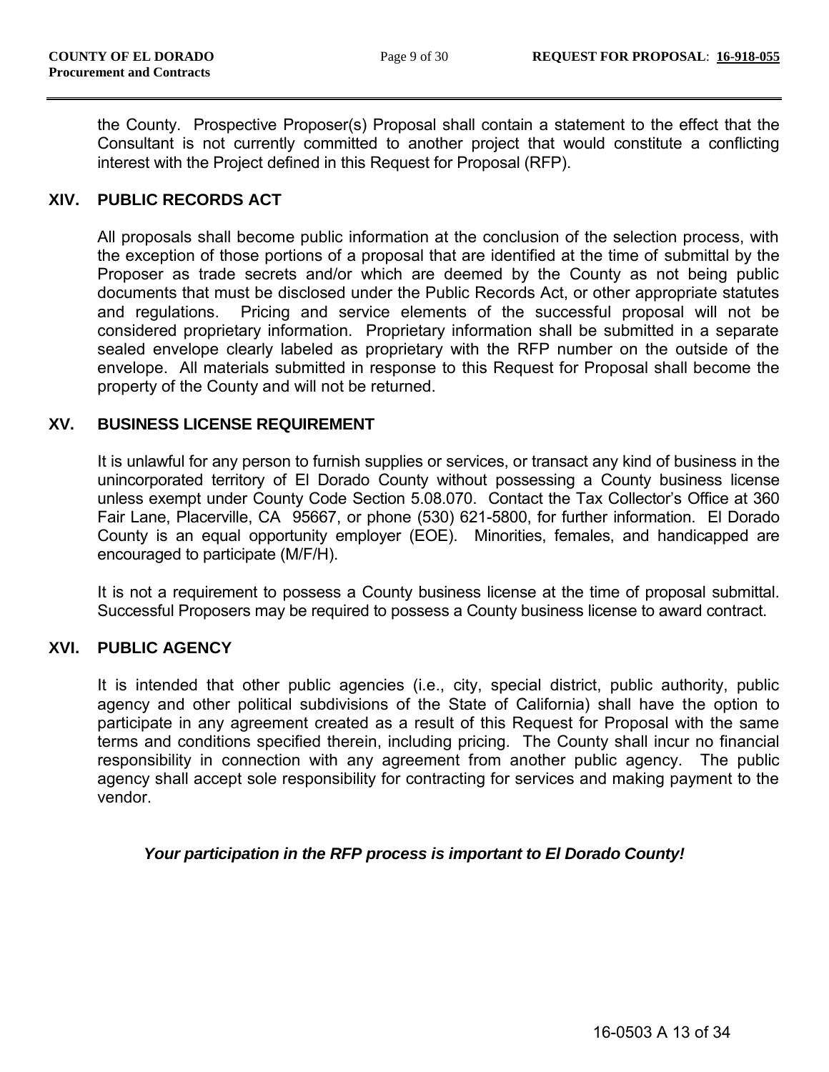the County. Prospective Proposer(s) Proposal shall contain a statement to the effect that the Consultant is not currently committed to another project that would constitute a conflicting interest with the Project defined in this Request for Proposal (RFP).

## XIV. PUBLIC RECORDS ACT

All proposals shall become public information at the conclusion of the selection process, with the exception of those portions of a proposal that are identified at the time of submittal by the Proposer as trade secrets and/or which are deemed by the County as not being public documents that must be disclosed under the Public Records Act, or other appropriate statutes and regulations. Pricing and service elements of the successful proposal will not be considered proprietary information. Proprietary information shall be submitted in a separate sealed envelope clearly labeled as proprietary with the RFP number on the outside of the envelope. All materials submitted in response to this Request for Proposal shall become the property of the County and will not be returned.

## XV. BUSINESS LICENSE REQUIREMENT

It is unlawful for any person to furnish supplies or services, or transact any kind of business in the unincorporated territory of El Dorado County without possessing a County business license unless exempt under County Code Section 5.08.070. Contact the Tax Collector's Office at 360 Fair Lane, Placerville, CA 95667, or phone (530) 621-5800, for further information. El Dorado County is an equal opportunity employer (EOE). Minorities, females, and handicapped are encouraged to participate (M/F/H).

It is not a requirement to possess a County business license at the time of proposal submittal. Successful Proposers may be required to possess a County business license to award contract.

## XVI. PUBLIC AGENCY

It is intended that other public agencies (i.e., city, special district, public authority, public agency and other political subdivisions of the State of California) shall have the option to participate in any agreement created as a result of this Request for Proposal with the same terms and conditions specified therein, including pricing. The County shall incur no financial responsibility in connection with any agreement from another public agency. The public agency shall accept sole responsibility for contracting for services and making payment to the vendor.

***Your participation in the RFP process is important to El Dorado County!***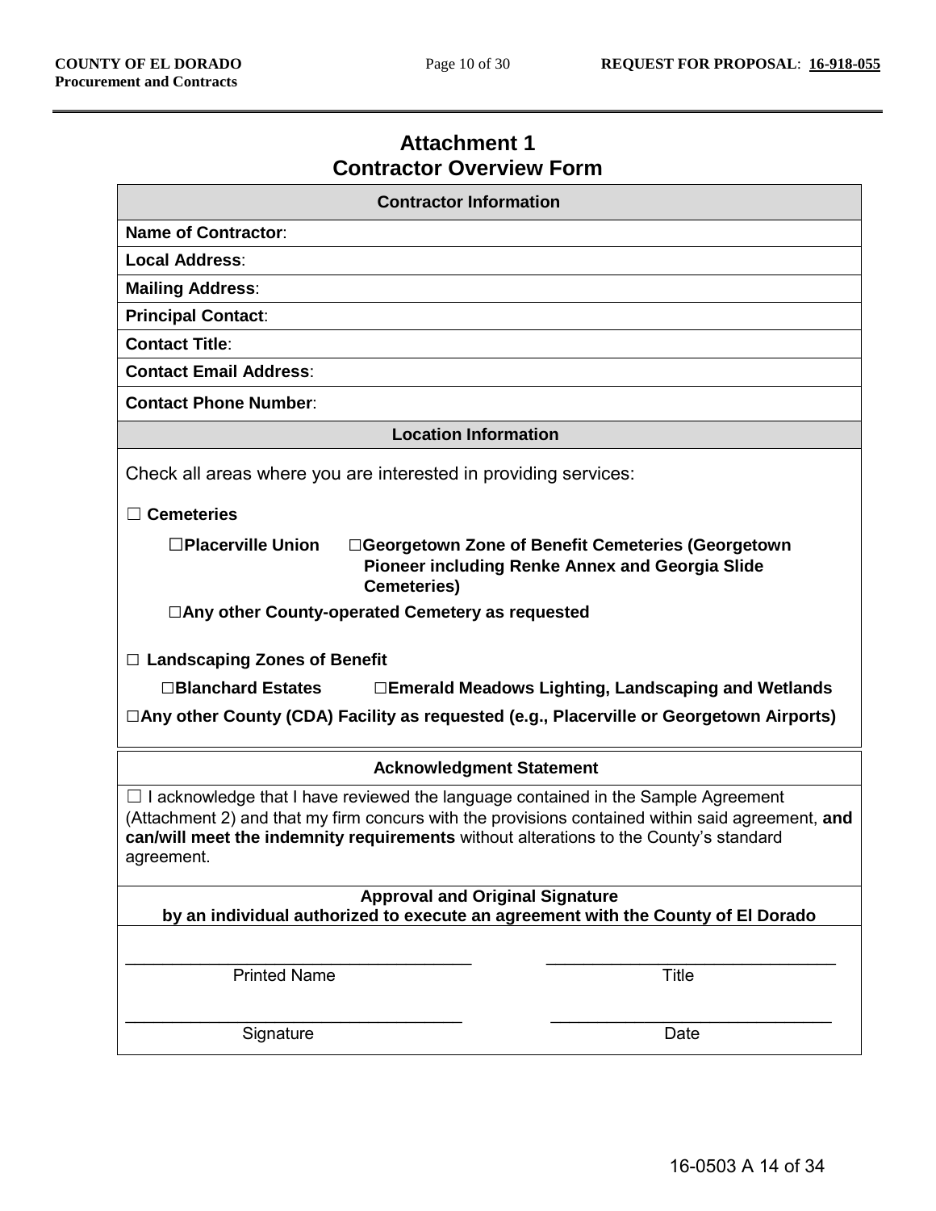# Attachment 1
# Contractor Overview Form

| Contractor Information |
|---|
| **Name of Contractor**: |
| **Local Address**: |
| **Mailing Address**: |
| **Principal Contact**: |
| **Contact Title**: |
| **Contact Email Address**: |
| **Contact Phone Number**: |

**Location Information**

Check all areas where you are interested in providing services:

☐ **Cemeteries**

- ☐**Placerville Union**
- ☐**Georgetown Zone of Benefit Cemeteries (Georgetown Pioneer including Renke Annex and Georgia Slide Cemeteries)**
- ☐**Any other County-operated Cemetery as requested**

☐ **Landscaping Zones of Benefit**

- ☐**Blanchard Estates**
- ☐**Emerald Meadows Lighting, Landscaping and Wetlands**

☐**Any other County (CDA) Facility as requested (e.g., Placerville or Georgetown Airports)**

**Acknowledgment Statement**

☐ I acknowledge that I have reviewed the language contained in the Sample Agreement (Attachment 2) and that my firm concurs with the provisions contained within said agreement, **and can/will meet the indemnity requirements** without alterations to the County's standard agreement.

**Approval and Original Signature**
**by an individual authorized to execute an agreement with the County of El Dorado**

\_\_\_\_\_\_\_\_\_\_\_\_\_\_\_\_\_\_\_\_\_\_\_\_\_\_\_\_\_\_\_\_\_\_\_\_\_ \_\_\_\_\_\_\_\_\_\_\_\_\_\_\_\_\_\_\_\_\_\_\_\_\_\_\_\_\_\_\_\_
Printed Name Title

\_\_\_\_\_\_\_\_\_\_\_\_\_\_\_\_\_\_\_\_\_\_\_\_\_\_\_\_\_\_\_\_\_\_\_\_\_ \_\_\_\_\_\_\_\_\_\_\_\_\_\_\_\_\_\_\_\_\_\_\_\_\_\_\_\_\_\_\_\_
Signature Date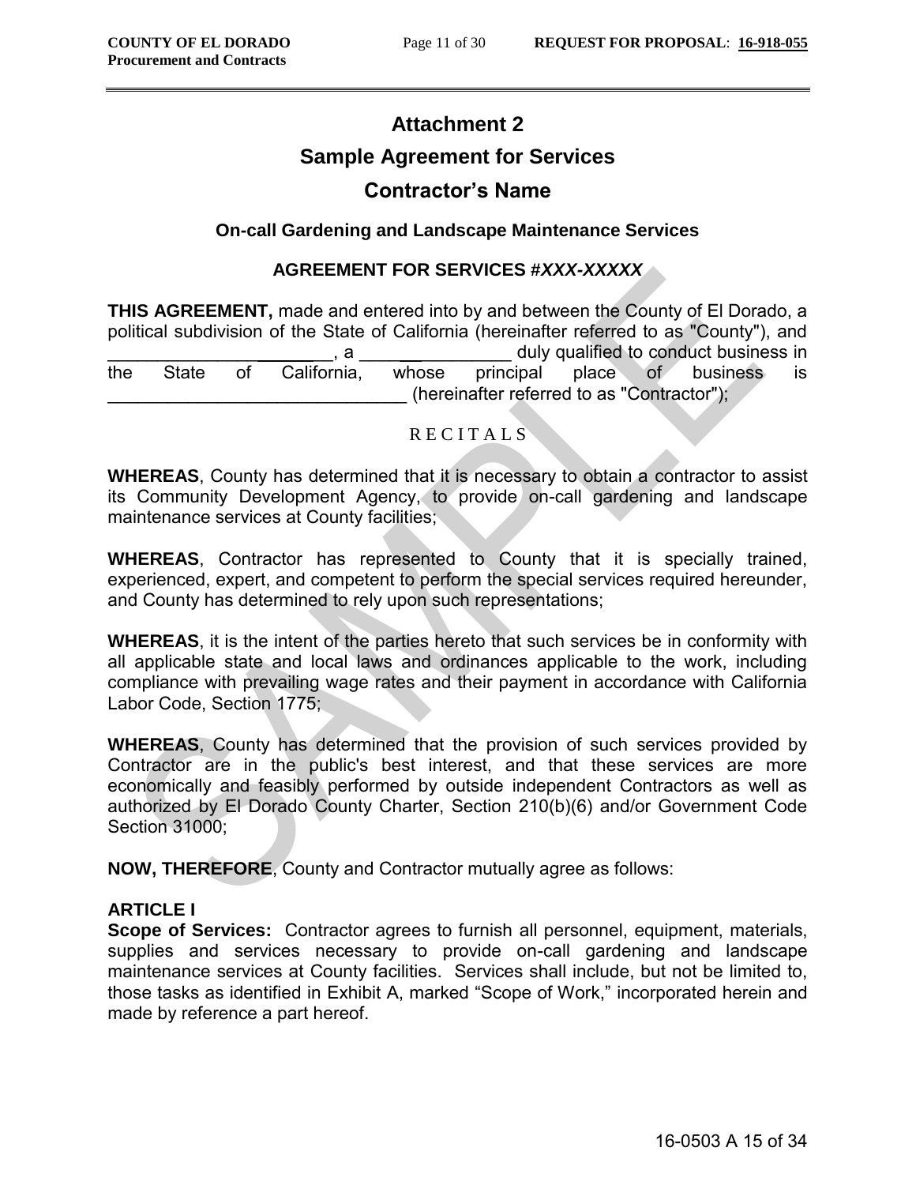# Attachment 2

## Sample Agreement for Services

## Contractor's Name

### On-call Gardening and Landscape Maintenance Services

**AGREEMENT FOR SERVICES #*XXX-XXXXX***

**THIS AGREEMENT,** made and entered into by and between the County of El Dorado, a political subdivision of the State of California (hereinafter referred to as "County"), and _______________________, a _________________ duly qualified to conduct business in the State of California, whose principal place of business is ______________________________ (hereinafter referred to as "Contractor");

R E C I T A L S

**WHEREAS**, County has determined that it is necessary to obtain a contractor to assist its Community Development Agency, to provide on-call gardening and landscape maintenance services at County facilities;

**WHEREAS**, Contractor has represented to County that it is specially trained, experienced, expert, and competent to perform the special services required hereunder, and County has determined to rely upon such representations;

**WHEREAS**, it is the intent of the parties hereto that such services be in conformity with all applicable state and local laws and ordinances applicable to the work, including compliance with prevailing wage rates and their payment in accordance with California Labor Code, Section 1775;

**WHEREAS**, County has determined that the provision of such services provided by Contractor are in the public's best interest, and that these services are more economically and feasibly performed by outside independent Contractors as well as authorized by El Dorado County Charter, Section 210(b)(6) and/or Government Code Section 31000;

**NOW, THEREFORE**, County and Contractor mutually agree as follows:

**ARTICLE I**

**Scope of Services:** Contractor agrees to furnish all personnel, equipment, materials, supplies and services necessary to provide on-call gardening and landscape maintenance services at County facilities. Services shall include, but not be limited to, those tasks as identified in Exhibit A, marked "Scope of Work," incorporated herein and made by reference a part hereof.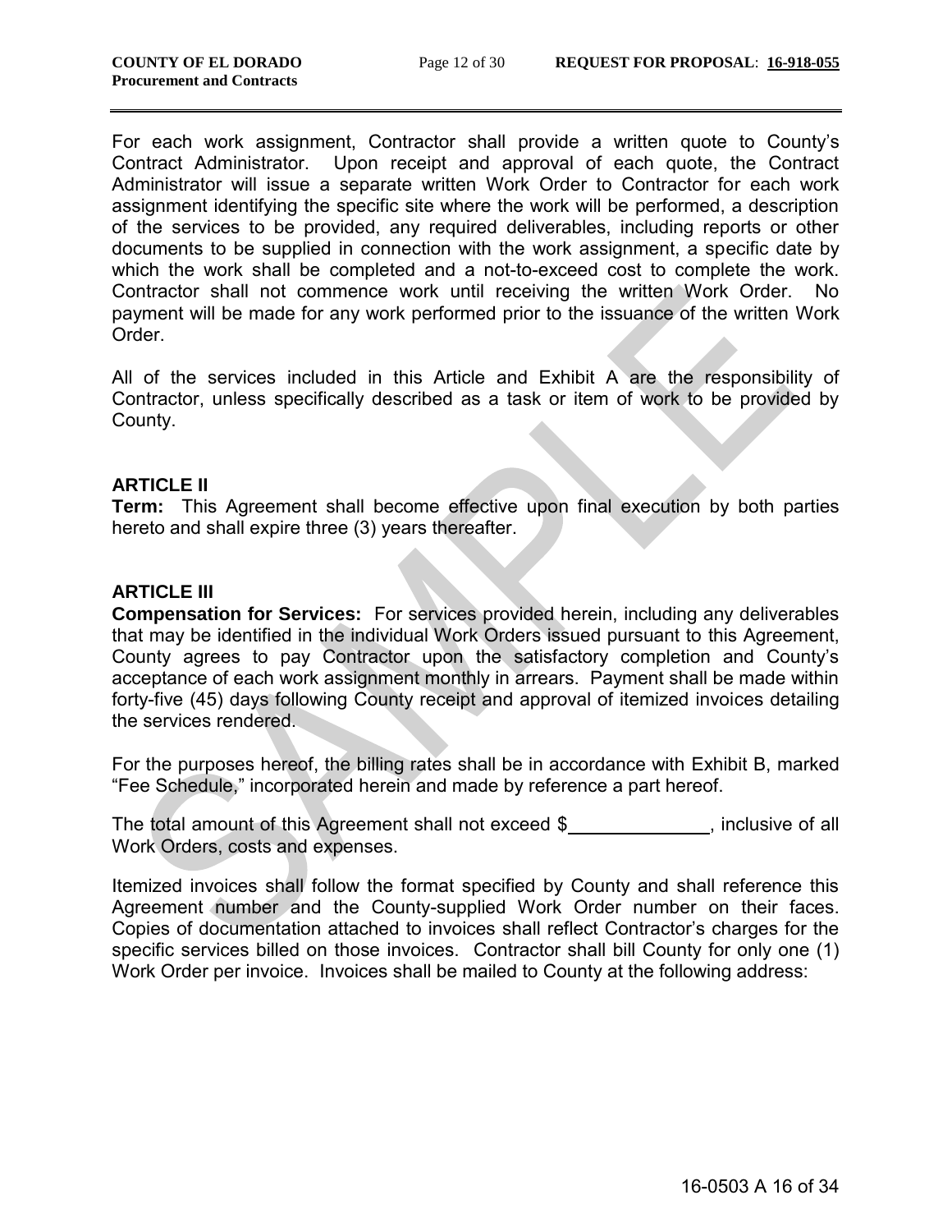For each work assignment, Contractor shall provide a written quote to County's Contract Administrator. Upon receipt and approval of each quote, the Contract Administrator will issue a separate written Work Order to Contractor for each work assignment identifying the specific site where the work will be performed, a description of the services to be provided, any required deliverables, including reports or other documents to be supplied in connection with the work assignment, a specific date by which the work shall be completed and a not-to-exceed cost to complete the work. Contractor shall not commence work until receiving the written Work Order. No payment will be made for any work performed prior to the issuance of the written Work Order.

All of the services included in this Article and Exhibit A are the responsibility of Contractor, unless specifically described as a task or item of work to be provided by County.

**ARTICLE II**

**Term:** This Agreement shall become effective upon final execution by both parties hereto and shall expire three (3) years thereafter.

**ARTICLE III**

**Compensation for Services:** For services provided herein, including any deliverables that may be identified in the individual Work Orders issued pursuant to this Agreement, County agrees to pay Contractor upon the satisfactory completion and County's acceptance of each work assignment monthly in arrears. Payment shall be made within forty-five (45) days following County receipt and approval of itemized invoices detailing the services rendered.

For the purposes hereof, the billing rates shall be in accordance with Exhibit B, marked "Fee Schedule," incorporated herein and made by reference a part hereof.

The total amount of this Agreement shall not exceed $______________, inclusive of all Work Orders, costs and expenses.

Itemized invoices shall follow the format specified by County and shall reference this Agreement number and the County-supplied Work Order number on their faces. Copies of documentation attached to invoices shall reflect Contractor's charges for the specific services billed on those invoices. Contractor shall bill County for only one (1) Work Order per invoice. Invoices shall be mailed to County at the following address: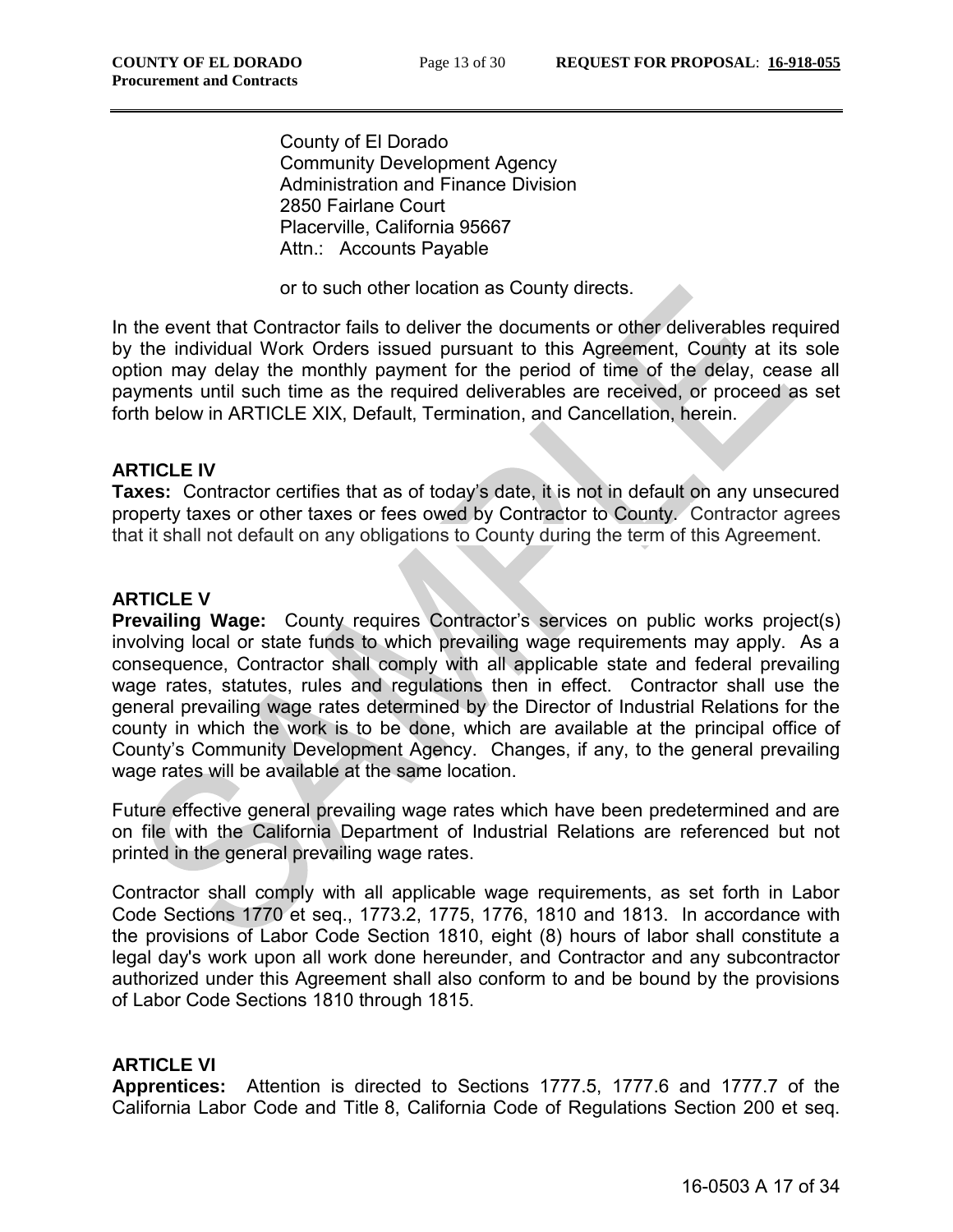County of El Dorado
Community Development Agency
Administration and Finance Division
2850 Fairlane Court
Placerville, California 95667
Attn.: Accounts Payable

or to such other location as County directs.

In the event that Contractor fails to deliver the documents or other deliverables required by the individual Work Orders issued pursuant to this Agreement, County at its sole option may delay the monthly payment for the period of time of the delay, cease all payments until such time as the required deliverables are received, or proceed as set forth below in ARTICLE XIX, Default, Termination, and Cancellation, herein.

**ARTICLE IV**

**Taxes:** Contractor certifies that as of today's date, it is not in default on any unsecured property taxes or other taxes or fees owed by Contractor to County. Contractor agrees that it shall not default on any obligations to County during the term of this Agreement.

**ARTICLE V**

**Prevailing Wage:** County requires Contractor's services on public works project(s) involving local or state funds to which prevailing wage requirements may apply. As a consequence, Contractor shall comply with all applicable state and federal prevailing wage rates, statutes, rules and regulations then in effect. Contractor shall use the general prevailing wage rates determined by the Director of Industrial Relations for the county in which the work is to be done, which are available at the principal office of County's Community Development Agency. Changes, if any, to the general prevailing wage rates will be available at the same location.

Future effective general prevailing wage rates which have been predetermined and are on file with the California Department of Industrial Relations are referenced but not printed in the general prevailing wage rates.

Contractor shall comply with all applicable wage requirements, as set forth in Labor Code Sections 1770 et seq., 1773.2, 1775, 1776, 1810 and 1813. In accordance with the provisions of Labor Code Section 1810, eight (8) hours of labor shall constitute a legal day's work upon all work done hereunder, and Contractor and any subcontractor authorized under this Agreement shall also conform to and be bound by the provisions of Labor Code Sections 1810 through 1815.

**ARTICLE VI**

**Apprentices:** Attention is directed to Sections 1777.5, 1777.6 and 1777.7 of the California Labor Code and Title 8, California Code of Regulations Section 200 et seq.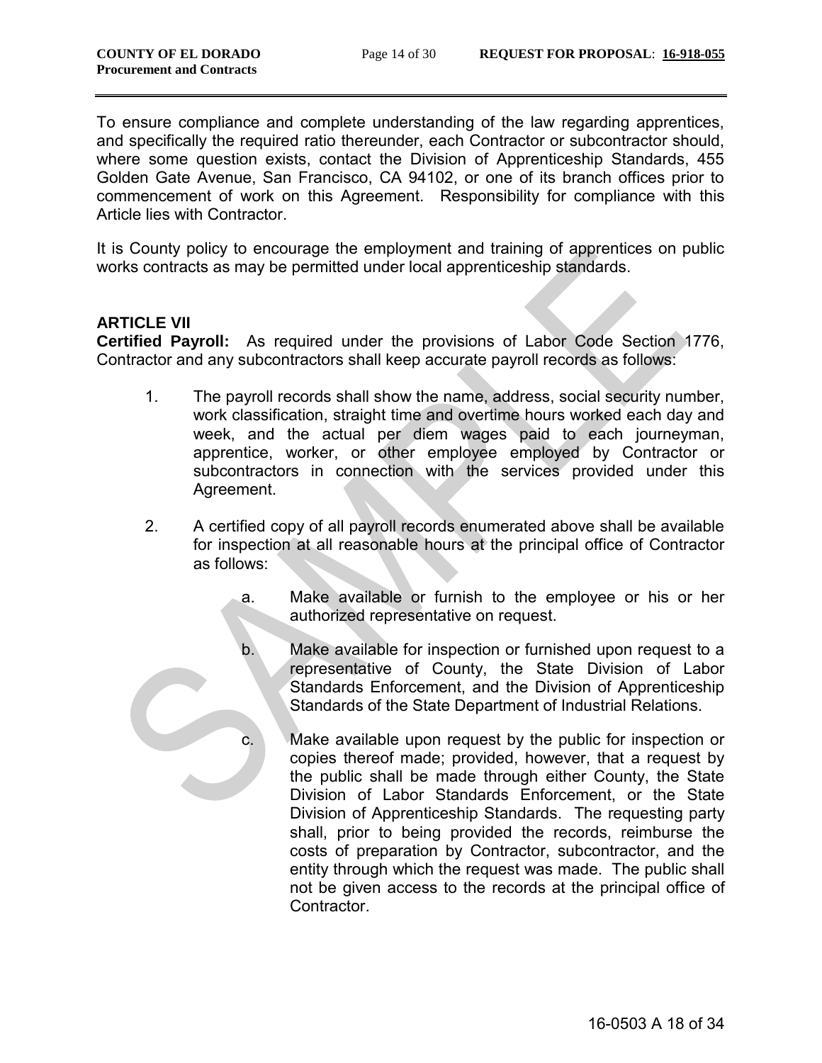To ensure compliance and complete understanding of the law regarding apprentices, and specifically the required ratio thereunder, each Contractor or subcontractor should, where some question exists, contact the Division of Apprenticeship Standards, 455 Golden Gate Avenue, San Francisco, CA 94102, or one of its branch offices prior to commencement of work on this Agreement. Responsibility for compliance with this Article lies with Contractor.

It is County policy to encourage the employment and training of apprentices on public works contracts as may be permitted under local apprenticeship standards.

## ARTICLE VII

**Certified Payroll:** As required under the provisions of Labor Code Section 1776, Contractor and any subcontractors shall keep accurate payroll records as follows:

1. The payroll records shall show the name, address, social security number, work classification, straight time and overtime hours worked each day and week, and the actual per diem wages paid to each journeyman, apprentice, worker, or other employee employed by Contractor or subcontractors in connection with the services provided under this Agreement.

2. A certified copy of all payroll records enumerated above shall be available for inspection at all reasonable hours at the principal office of Contractor as follows:

   a. Make available or furnish to the employee or his or her authorized representative on request.

   b. Make available for inspection or furnished upon request to a representative of County, the State Division of Labor Standards Enforcement, and the Division of Apprenticeship Standards of the State Department of Industrial Relations.

   c. Make available upon request by the public for inspection or copies thereof made; provided, however, that a request by the public shall be made through either County, the State Division of Labor Standards Enforcement, or the State Division of Apprenticeship Standards. The requesting party shall, prior to being provided the records, reimburse the costs of preparation by Contractor, subcontractor, and the entity through which the request was made. The public shall not be given access to the records at the principal office of Contractor.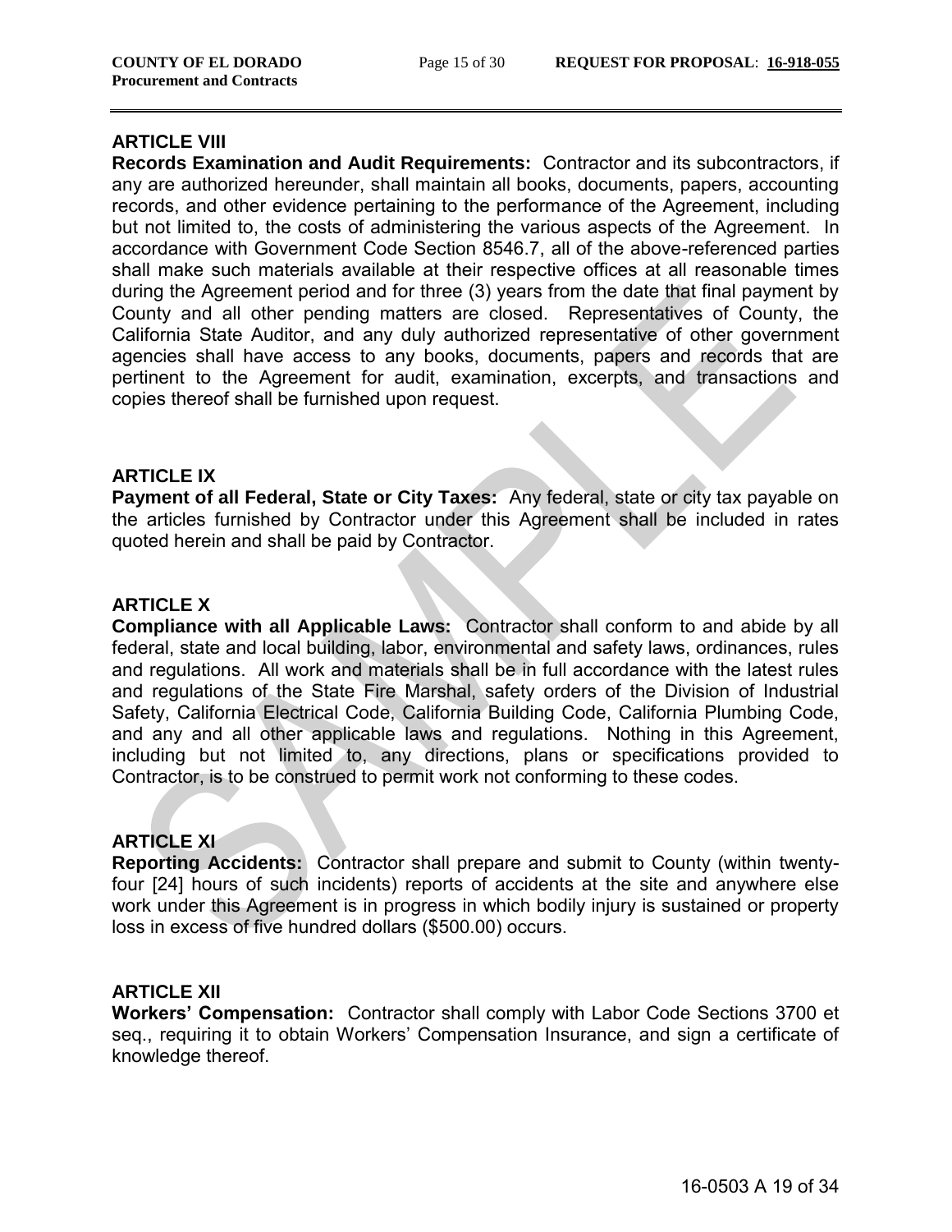## ARTICLE VIII

**Records Examination and Audit Requirements:** Contractor and its subcontractors, if any are authorized hereunder, shall maintain all books, documents, papers, accounting records, and other evidence pertaining to the performance of the Agreement, including but not limited to, the costs of administering the various aspects of the Agreement. In accordance with Government Code Section 8546.7, all of the above-referenced parties shall make such materials available at their respective offices at all reasonable times during the Agreement period and for three (3) years from the date that final payment by County and all other pending matters are closed. Representatives of County, the California State Auditor, and any duly authorized representative of other government agencies shall have access to any books, documents, papers and records that are pertinent to the Agreement for audit, examination, excerpts, and transactions and copies thereof shall be furnished upon request.

## ARTICLE IX

**Payment of all Federal, State or City Taxes:** Any federal, state or city tax payable on the articles furnished by Contractor under this Agreement shall be included in rates quoted herein and shall be paid by Contractor.

## ARTICLE X

**Compliance with all Applicable Laws:** Contractor shall conform to and abide by all federal, state and local building, labor, environmental and safety laws, ordinances, rules and regulations. All work and materials shall be in full accordance with the latest rules and regulations of the State Fire Marshal, safety orders of the Division of Industrial Safety, California Electrical Code, California Building Code, California Plumbing Code, and any and all other applicable laws and regulations. Nothing in this Agreement, including but not limited to, any directions, plans or specifications provided to Contractor, is to be construed to permit work not conforming to these codes.

## ARTICLE XI

**Reporting Accidents:** Contractor shall prepare and submit to County (within twenty-four [24] hours of such incidents) reports of accidents at the site and anywhere else work under this Agreement is in progress in which bodily injury is sustained or property loss in excess of five hundred dollars ($500.00) occurs.

## ARTICLE XII

**Workers' Compensation:** Contractor shall comply with Labor Code Sections 3700 et seq., requiring it to obtain Workers' Compensation Insurance, and sign a certificate of knowledge thereof.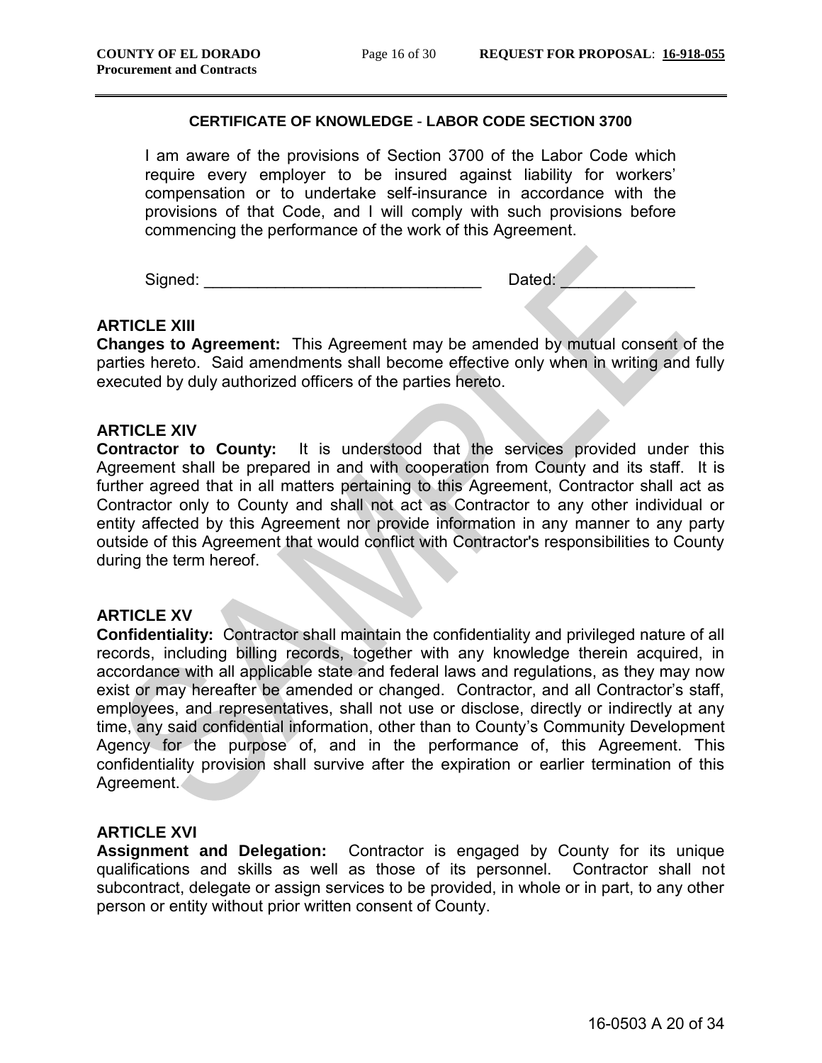**CERTIFICATE OF KNOWLEDGE - LABOR CODE SECTION 3700**

I am aware of the provisions of Section 3700 of the Labor Code which require every employer to be insured against liability for workers' compensation or to undertake self-insurance in accordance with the provisions of that Code, and I will comply with such provisions before commencing the performance of the work of this Agreement.

Signed: ______________________________ Dated: _______________

**ARTICLE XIII**

**Changes to Agreement:** This Agreement may be amended by mutual consent of the parties hereto. Said amendments shall become effective only when in writing and fully executed by duly authorized officers of the parties hereto.

**ARTICLE XIV**

**Contractor to County:** It is understood that the services provided under this Agreement shall be prepared in and with cooperation from County and its staff. It is further agreed that in all matters pertaining to this Agreement, Contractor shall act as Contractor only to County and shall not act as Contractor to any other individual or entity affected by this Agreement nor provide information in any manner to any party outside of this Agreement that would conflict with Contractor's responsibilities to County during the term hereof.

**ARTICLE XV**

**Confidentiality:** Contractor shall maintain the confidentiality and privileged nature of all records, including billing records, together with any knowledge therein acquired, in accordance with all applicable state and federal laws and regulations, as they may now exist or may hereafter be amended or changed. Contractor, and all Contractor's staff, employees, and representatives, shall not use or disclose, directly or indirectly at any time, any said confidential information, other than to County's Community Development Agency for the purpose of, and in the performance of, this Agreement. This confidentiality provision shall survive after the expiration or earlier termination of this Agreement.

**ARTICLE XVI**

**Assignment and Delegation:** Contractor is engaged by County for its unique qualifications and skills as well as those of its personnel. Contractor shall not subcontract, delegate or assign services to be provided, in whole or in part, to any other person or entity without prior written consent of County.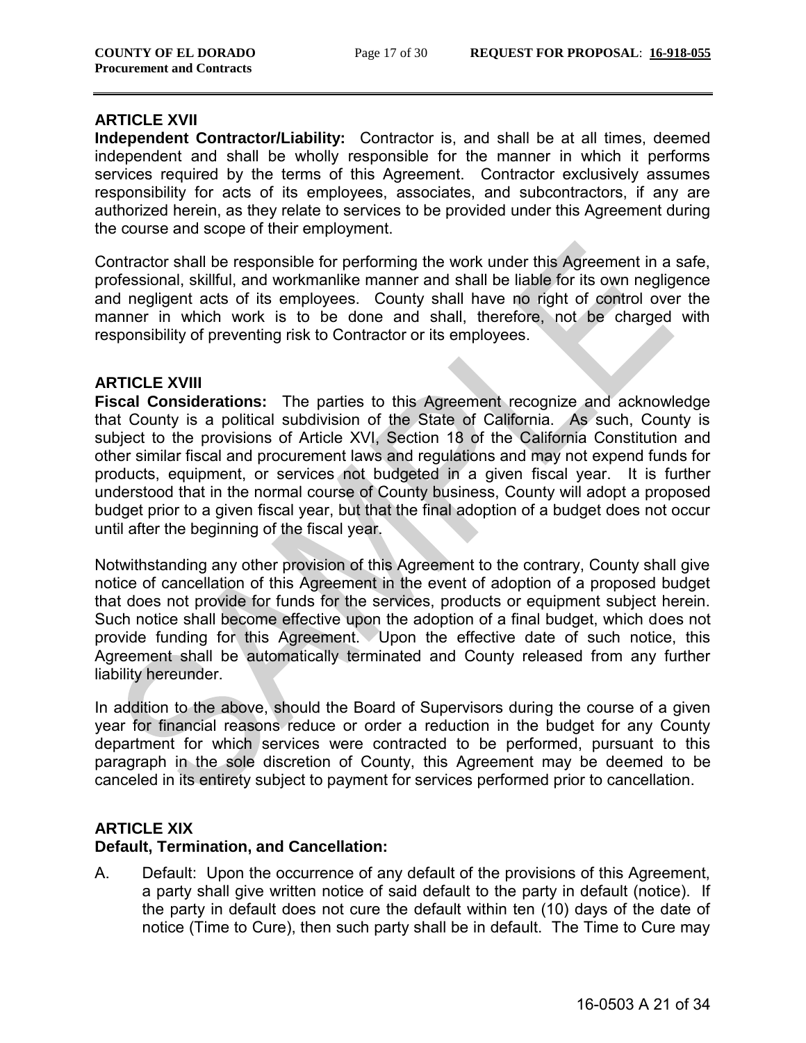## ARTICLE XVII

**Independent Contractor/Liability:** Contractor is, and shall be at all times, deemed independent and shall be wholly responsible for the manner in which it performs services required by the terms of this Agreement. Contractor exclusively assumes responsibility for acts of its employees, associates, and subcontractors, if any are authorized herein, as they relate to services to be provided under this Agreement during the course and scope of their employment.

Contractor shall be responsible for performing the work under this Agreement in a safe, professional, skillful, and workmanlike manner and shall be liable for its own negligence and negligent acts of its employees. County shall have no right of control over the manner in which work is to be done and shall, therefore, not be charged with responsibility of preventing risk to Contractor or its employees.

## ARTICLE XVIII

**Fiscal Considerations:** The parties to this Agreement recognize and acknowledge that County is a political subdivision of the State of California. As such, County is subject to the provisions of Article XVI, Section 18 of the California Constitution and other similar fiscal and procurement laws and regulations and may not expend funds for products, equipment, or services not budgeted in a given fiscal year. It is further understood that in the normal course of County business, County will adopt a proposed budget prior to a given fiscal year, but that the final adoption of a budget does not occur until after the beginning of the fiscal year.

Notwithstanding any other provision of this Agreement to the contrary, County shall give notice of cancellation of this Agreement in the event of adoption of a proposed budget that does not provide for funds for the services, products or equipment subject herein. Such notice shall become effective upon the adoption of a final budget, which does not provide funding for this Agreement. Upon the effective date of such notice, this Agreement shall be automatically terminated and County released from any further liability hereunder.

In addition to the above, should the Board of Supervisors during the course of a given year for financial reasons reduce or order a reduction in the budget for any County department for which services were contracted to be performed, pursuant to this paragraph in the sole discretion of County, this Agreement may be deemed to be canceled in its entirety subject to payment for services performed prior to cancellation.

## ARTICLE XIX

**Default, Termination, and Cancellation:**

A. Default: Upon the occurrence of any default of the provisions of this Agreement, a party shall give written notice of said default to the party in default (notice). If the party in default does not cure the default within ten (10) days of the date of notice (Time to Cure), then such party shall be in default. The Time to Cure may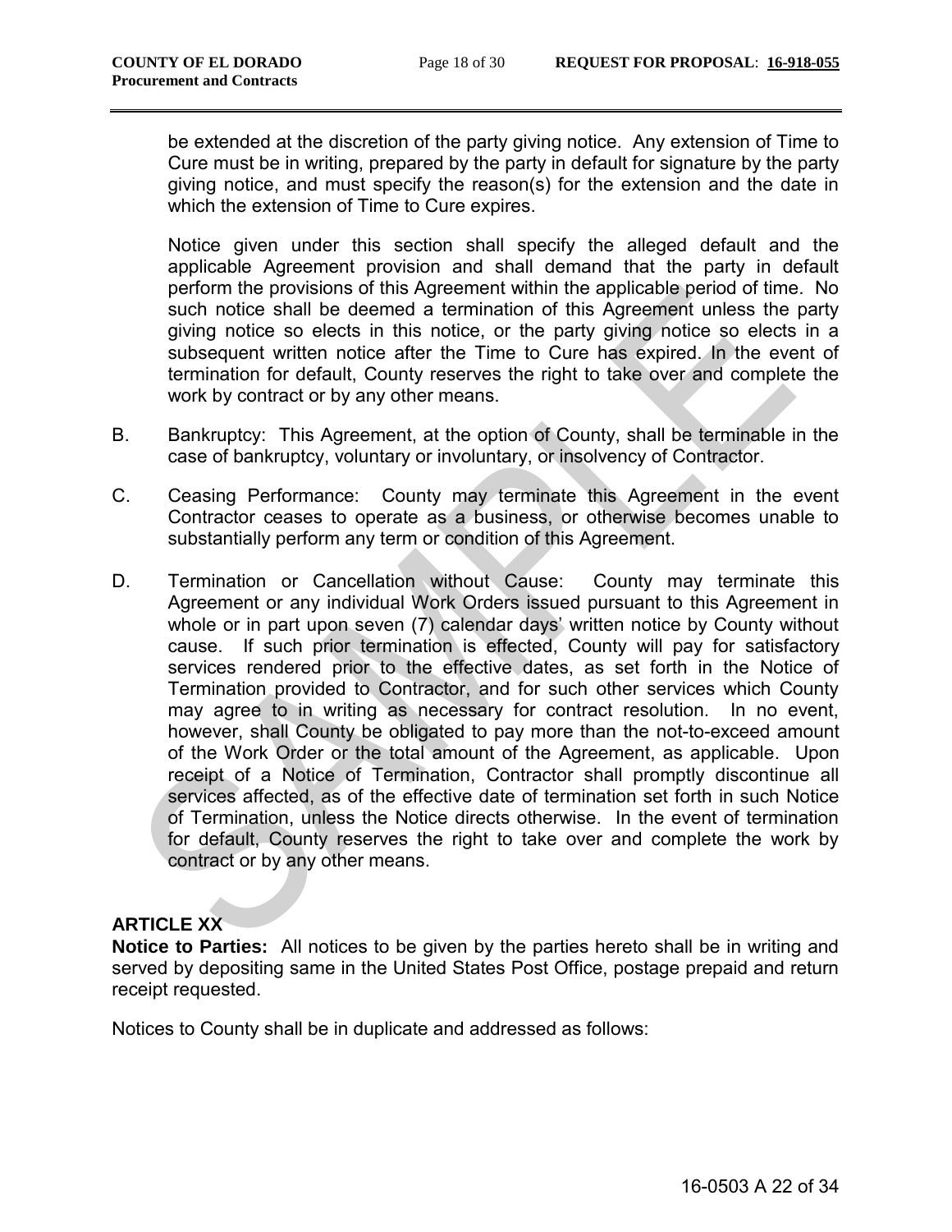be extended at the discretion of the party giving notice. Any extension of Time to Cure must be in writing, prepared by the party in default for signature by the party giving notice, and must specify the reason(s) for the extension and the date in which the extension of Time to Cure expires.

Notice given under this section shall specify the alleged default and the applicable Agreement provision and shall demand that the party in default perform the provisions of this Agreement within the applicable period of time. No such notice shall be deemed a termination of this Agreement unless the party giving notice so elects in this notice, or the party giving notice so elects in a subsequent written notice after the Time to Cure has expired. In the event of termination for default, County reserves the right to take over and complete the work by contract or by any other means.

B. Bankruptcy: This Agreement, at the option of County, shall be terminable in the case of bankruptcy, voluntary or involuntary, or insolvency of Contractor.

C. Ceasing Performance: County may terminate this Agreement in the event Contractor ceases to operate as a business, or otherwise becomes unable to substantially perform any term or condition of this Agreement.

D. Termination or Cancellation without Cause: County may terminate this Agreement or any individual Work Orders issued pursuant to this Agreement in whole or in part upon seven (7) calendar days' written notice by County without cause. If such prior termination is effected, County will pay for satisfactory services rendered prior to the effective dates, as set forth in the Notice of Termination provided to Contractor, and for such other services which County may agree to in writing as necessary for contract resolution. In no event, however, shall County be obligated to pay more than the not-to-exceed amount of the Work Order or the total amount of the Agreement, as applicable. Upon receipt of a Notice of Termination, Contractor shall promptly discontinue all services affected, as of the effective date of termination set forth in such Notice of Termination, unless the Notice directs otherwise. In the event of termination for default, County reserves the right to take over and complete the work by contract or by any other means.

**ARTICLE XX**

**Notice to Parties:** All notices to be given by the parties hereto shall be in writing and served by depositing same in the United States Post Office, postage prepaid and return receipt requested.

Notices to County shall be in duplicate and addressed as follows: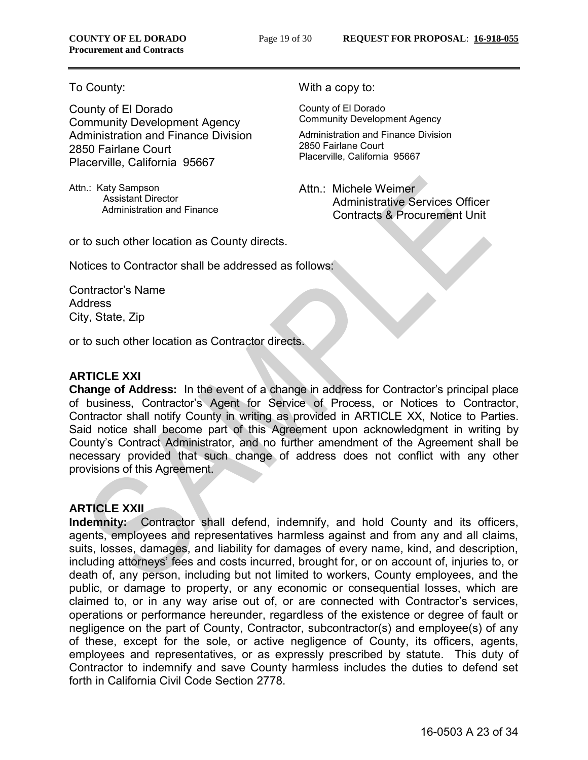To County:

County of El Dorado
Community Development Agency
Administration and Finance Division
2850 Fairlane Court
Placerville, California 95667

Attn.: Katy Sampson
Assistant Director
Administration and Finance

With a copy to:

County of El Dorado
Community Development Agency
Administration and Finance Division
2850 Fairlane Court
Placerville, California 95667

Attn.: Michele Weimer
Administrative Services Officer
Contracts & Procurement Unit

or to such other location as County directs.

Notices to Contractor shall be addressed as follows:

Contractor's Name
Address
City, State, Zip

or to such other location as Contractor directs.

**ARTICLE XXI**

**Change of Address:** In the event of a change in address for Contractor's principal place of business, Contractor's Agent for Service of Process, or Notices to Contractor, Contractor shall notify County in writing as provided in ARTICLE XX, Notice to Parties. Said notice shall become part of this Agreement upon acknowledgment in writing by County's Contract Administrator, and no further amendment of the Agreement shall be necessary provided that such change of address does not conflict with any other provisions of this Agreement.

**ARTICLE XXII**

**Indemnity:** Contractor shall defend, indemnify, and hold County and its officers, agents, employees and representatives harmless against and from any and all claims, suits, losses, damages, and liability for damages of every name, kind, and description, including attorneys' fees and costs incurred, brought for, or on account of, injuries to, or death of, any person, including but not limited to workers, County employees, and the public, or damage to property, or any economic or consequential losses, which are claimed to, or in any way arise out of, or are connected with Contractor's services, operations or performance hereunder, regardless of the existence or degree of fault or negligence on the part of County, Contractor, subcontractor(s) and employee(s) of any of these, except for the sole, or active negligence of County, its officers, agents, employees and representatives, or as expressly prescribed by statute. This duty of Contractor to indemnify and save County harmless includes the duties to defend set forth in California Civil Code Section 2778.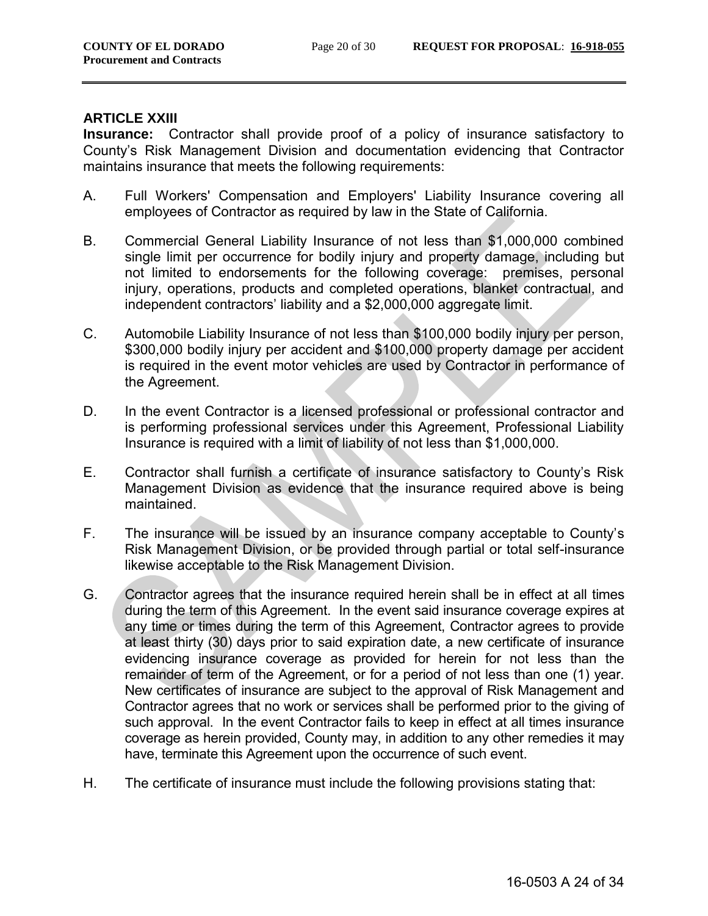### ARTICLE XXIII

**Insurance:** Contractor shall provide proof of a policy of insurance satisfactory to County's Risk Management Division and documentation evidencing that Contractor maintains insurance that meets the following requirements:

A. Full Workers' Compensation and Employers' Liability Insurance covering all employees of Contractor as required by law in the State of California.

B. Commercial General Liability Insurance of not less than $1,000,000 combined single limit per occurrence for bodily injury and property damage, including but not limited to endorsements for the following coverage: premises, personal injury, operations, products and completed operations, blanket contractual, and independent contractors' liability and a $2,000,000 aggregate limit.

C. Automobile Liability Insurance of not less than $100,000 bodily injury per person, $300,000 bodily injury per accident and $100,000 property damage per accident is required in the event motor vehicles are used by Contractor in performance of the Agreement.

D. In the event Contractor is a licensed professional or professional contractor and is performing professional services under this Agreement, Professional Liability Insurance is required with a limit of liability of not less than $1,000,000.

E. Contractor shall furnish a certificate of insurance satisfactory to County's Risk Management Division as evidence that the insurance required above is being maintained.

F. The insurance will be issued by an insurance company acceptable to County's Risk Management Division, or be provided through partial or total self-insurance likewise acceptable to the Risk Management Division.

G. Contractor agrees that the insurance required herein shall be in effect at all times during the term of this Agreement. In the event said insurance coverage expires at any time or times during the term of this Agreement, Contractor agrees to provide at least thirty (30) days prior to said expiration date, a new certificate of insurance evidencing insurance coverage as provided for herein for not less than the remainder of term of the Agreement, or for a period of not less than one (1) year. New certificates of insurance are subject to the approval of Risk Management and Contractor agrees that no work or services shall be performed prior to the giving of such approval. In the event Contractor fails to keep in effect at all times insurance coverage as herein provided, County may, in addition to any other remedies it may have, terminate this Agreement upon the occurrence of such event.

H. The certificate of insurance must include the following provisions stating that: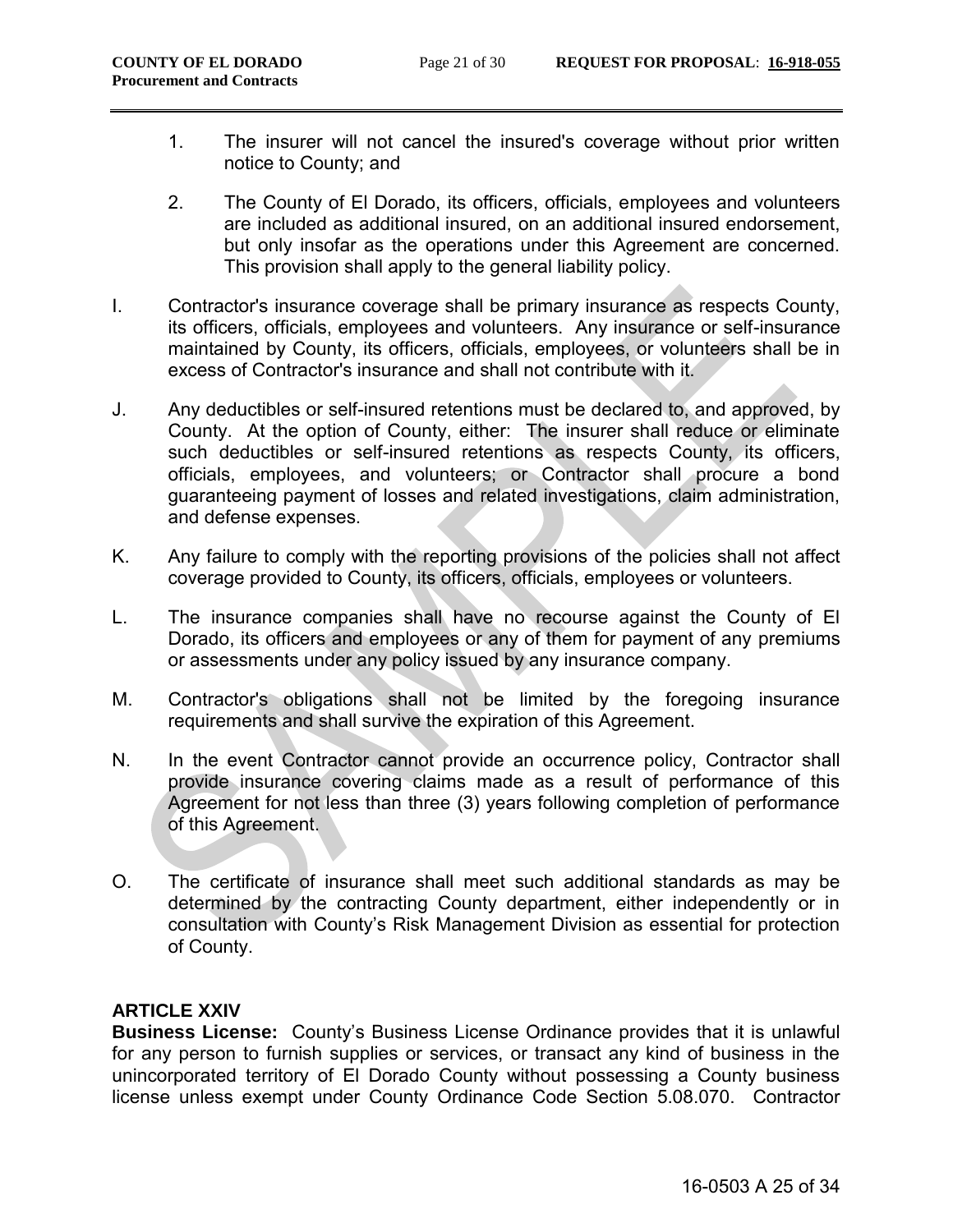1. The insurer will not cancel the insured's coverage without prior written notice to County; and

2. The County of El Dorado, its officers, officials, employees and volunteers are included as additional insured, on an additional insured endorsement, but only insofar as the operations under this Agreement are concerned. This provision shall apply to the general liability policy.

I. Contractor's insurance coverage shall be primary insurance as respects County, its officers, officials, employees and volunteers. Any insurance or self-insurance maintained by County, its officers, officials, employees, or volunteers shall be in excess of Contractor's insurance and shall not contribute with it.

J. Any deductibles or self-insured retentions must be declared to, and approved, by County. At the option of County, either: The insurer shall reduce or eliminate such deductibles or self-insured retentions as respects County, its officers, officials, employees, and volunteers; or Contractor shall procure a bond guaranteeing payment of losses and related investigations, claim administration, and defense expenses.

K. Any failure to comply with the reporting provisions of the policies shall not affect coverage provided to County, its officers, officials, employees or volunteers.

L. The insurance companies shall have no recourse against the County of El Dorado, its officers and employees or any of them for payment of any premiums or assessments under any policy issued by any insurance company.

M. Contractor's obligations shall not be limited by the foregoing insurance requirements and shall survive the expiration of this Agreement.

N. In the event Contractor cannot provide an occurrence policy, Contractor shall provide insurance covering claims made as a result of performance of this Agreement for not less than three (3) years following completion of performance of this Agreement.

O. The certificate of insurance shall meet such additional standards as may be determined by the contracting County department, either independently or in consultation with County's Risk Management Division as essential for protection of County.

**ARTICLE XXIV**

**Business License:** County's Business License Ordinance provides that it is unlawful for any person to furnish supplies or services, or transact any kind of business in the unincorporated territory of El Dorado County without possessing a County business license unless exempt under County Ordinance Code Section 5.08.070. Contractor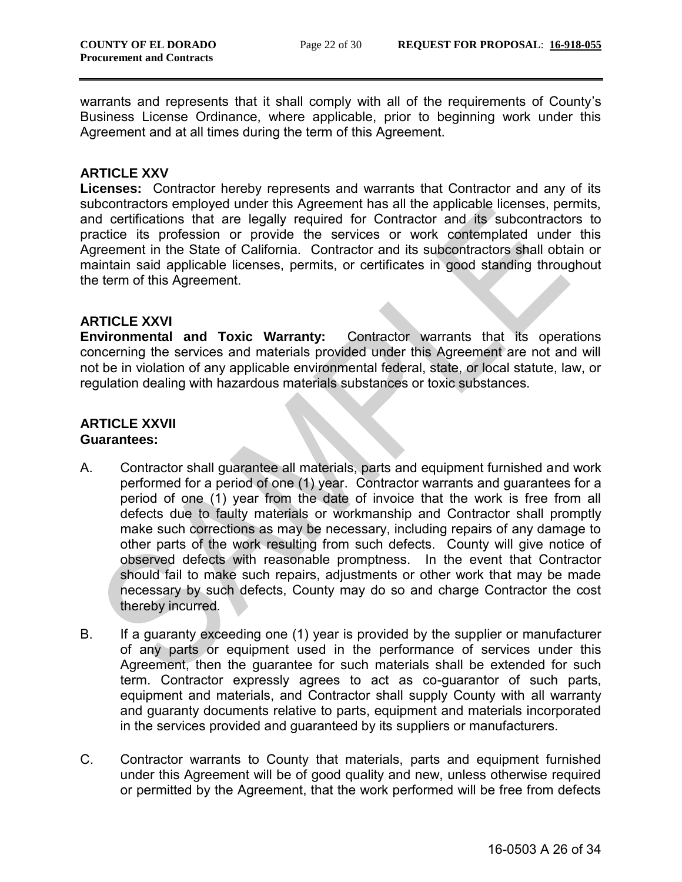warrants and represents that it shall comply with all of the requirements of County's Business License Ordinance, where applicable, prior to beginning work under this Agreement and at all times during the term of this Agreement.

**ARTICLE XXV**

**Licenses:** Contractor hereby represents and warrants that Contractor and any of its subcontractors employed under this Agreement has all the applicable licenses, permits, and certifications that are legally required for Contractor and its subcontractors to practice its profession or provide the services or work contemplated under this Agreement in the State of California. Contractor and its subcontractors shall obtain or maintain said applicable licenses, permits, or certificates in good standing throughout the term of this Agreement.

**ARTICLE XXVI**

**Environmental and Toxic Warranty:** Contractor warrants that its operations concerning the services and materials provided under this Agreement are not and will not be in violation of any applicable environmental federal, state, or local statute, law, or regulation dealing with hazardous materials substances or toxic substances.

**ARTICLE XXVII**

**Guarantees:**

A. Contractor shall guarantee all materials, parts and equipment furnished and work performed for a period of one (1) year. Contractor warrants and guarantees for a period of one (1) year from the date of invoice that the work is free from all defects due to faulty materials or workmanship and Contractor shall promptly make such corrections as may be necessary, including repairs of any damage to other parts of the work resulting from such defects. County will give notice of observed defects with reasonable promptness. In the event that Contractor should fail to make such repairs, adjustments or other work that may be made necessary by such defects, County may do so and charge Contractor the cost thereby incurred.

B. If a guaranty exceeding one (1) year is provided by the supplier or manufacturer of any parts or equipment used in the performance of services under this Agreement, then the guarantee for such materials shall be extended for such term. Contractor expressly agrees to act as co-guarantor of such parts, equipment and materials, and Contractor shall supply County with all warranty and guaranty documents relative to parts, equipment and materials incorporated in the services provided and guaranteed by its suppliers or manufacturers.

C. Contractor warrants to County that materials, parts and equipment furnished under this Agreement will be of good quality and new, unless otherwise required or permitted by the Agreement, that the work performed will be free from defects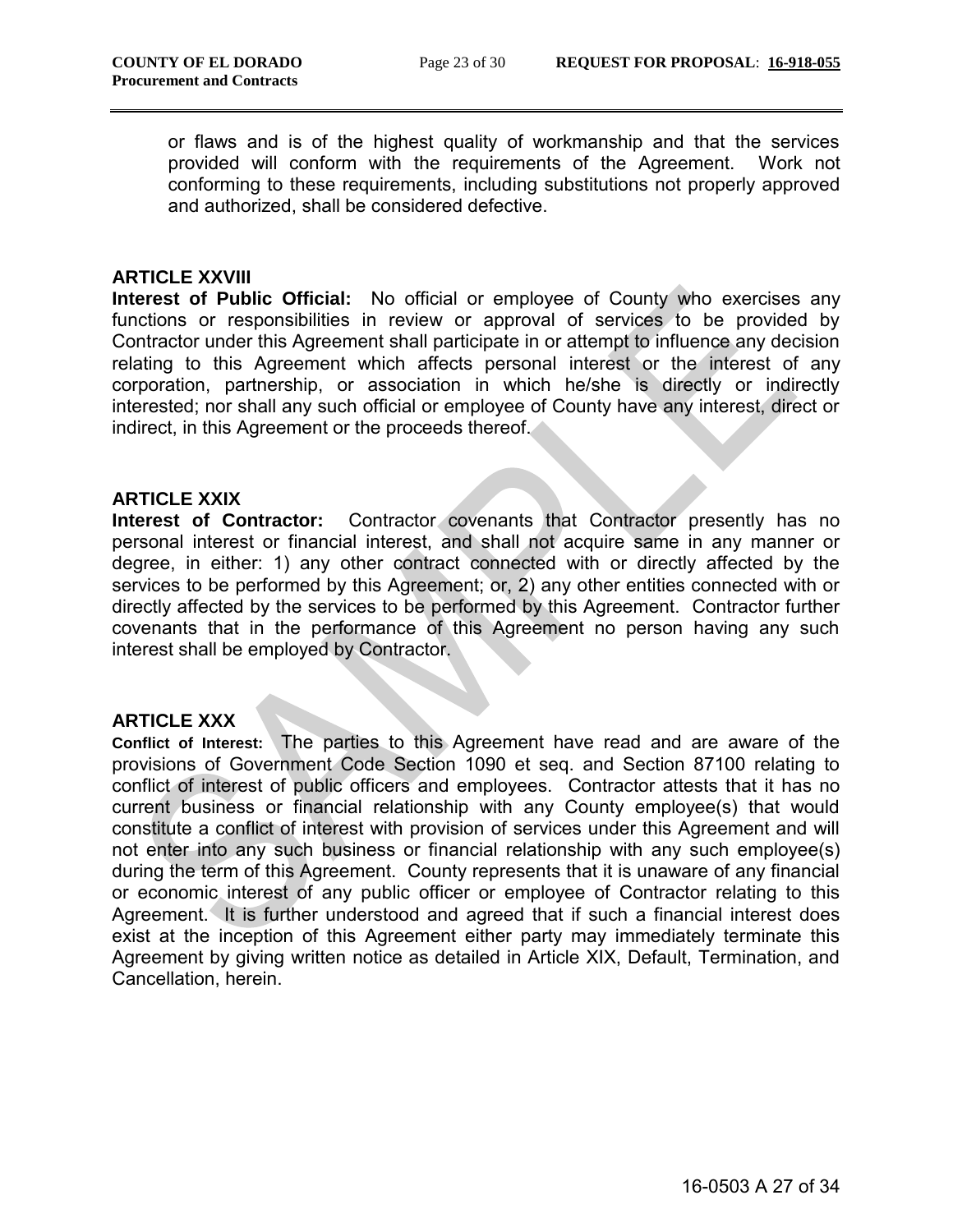or flaws and is of the highest quality of workmanship and that the services provided will conform with the requirements of the Agreement. Work not conforming to these requirements, including substitutions not properly approved and authorized, shall be considered defective.

## ARTICLE XXVIII

**Interest of Public Official:** No official or employee of County who exercises any functions or responsibilities in review or approval of services to be provided by Contractor under this Agreement shall participate in or attempt to influence any decision relating to this Agreement which affects personal interest or the interest of any corporation, partnership, or association in which he/she is directly or indirectly interested; nor shall any such official or employee of County have any interest, direct or indirect, in this Agreement or the proceeds thereof.

## ARTICLE XXIX

**Interest of Contractor:** Contractor covenants that Contractor presently has no personal interest or financial interest, and shall not acquire same in any manner or degree, in either: 1) any other contract connected with or directly affected by the services to be performed by this Agreement; or, 2) any other entities connected with or directly affected by the services to be performed by this Agreement. Contractor further covenants that in the performance of this Agreement no person having any such interest shall be employed by Contractor.

## ARTICLE XXX

**Conflict of Interest:** The parties to this Agreement have read and are aware of the provisions of Government Code Section 1090 et seq. and Section 87100 relating to conflict of interest of public officers and employees. Contractor attests that it has no current business or financial relationship with any County employee(s) that would constitute a conflict of interest with provision of services under this Agreement and will not enter into any such business or financial relationship with any such employee(s) during the term of this Agreement. County represents that it is unaware of any financial or economic interest of any public officer or employee of Contractor relating to this Agreement. It is further understood and agreed that if such a financial interest does exist at the inception of this Agreement either party may immediately terminate this Agreement by giving written notice as detailed in Article XIX, Default, Termination, and Cancellation, herein.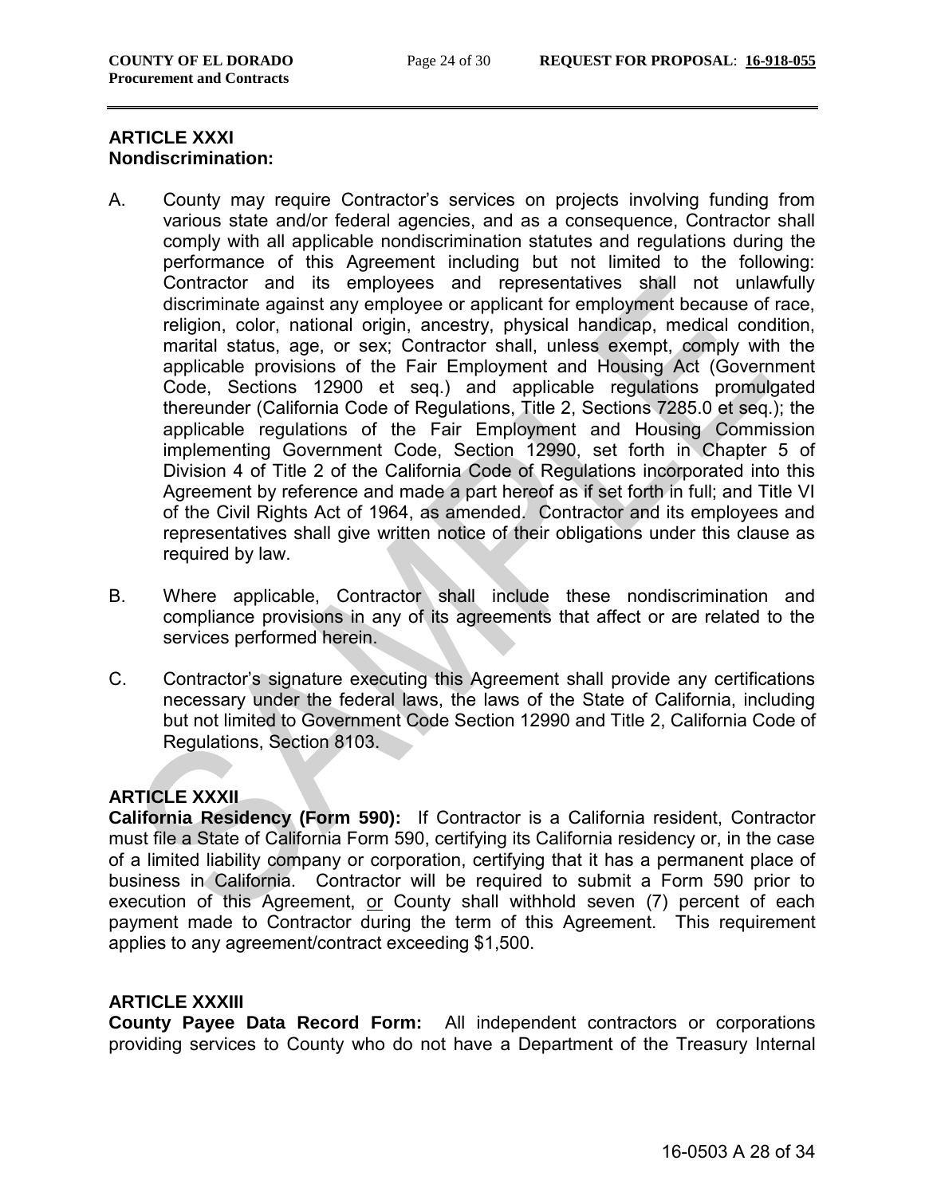## ARTICLE XXXI
**Nondiscrimination:**

A. County may require Contractor's services on projects involving funding from various state and/or federal agencies, and as a consequence, Contractor shall comply with all applicable nondiscrimination statutes and regulations during the performance of this Agreement including but not limited to the following: Contractor and its employees and representatives shall not unlawfully discriminate against any employee or applicant for employment because of race, religion, color, national origin, ancestry, physical handicap, medical condition, marital status, age, or sex; Contractor shall, unless exempt, comply with the applicable provisions of the Fair Employment and Housing Act (Government Code, Sections 12900 et seq.) and applicable regulations promulgated thereunder (California Code of Regulations, Title 2, Sections 7285.0 et seq.); the applicable regulations of the Fair Employment and Housing Commission implementing Government Code, Section 12990, set forth in Chapter 5 of Division 4 of Title 2 of the California Code of Regulations incorporated into this Agreement by reference and made a part hereof as if set forth in full; and Title VI of the Civil Rights Act of 1964, as amended. Contractor and its employees and representatives shall give written notice of their obligations under this clause as required by law.

B. Where applicable, Contractor shall include these nondiscrimination and compliance provisions in any of its agreements that affect or are related to the services performed herein.

C. Contractor's signature executing this Agreement shall provide any certifications necessary under the federal laws, the laws of the State of California, including but not limited to Government Code Section 12990 and Title 2, California Code of Regulations, Section 8103.

## ARTICLE XXXII
**California Residency (Form 590):** If Contractor is a California resident, Contractor must file a State of California Form 590, certifying its California residency or, in the case of a limited liability company or corporation, certifying that it has a permanent place of business in California. Contractor will be required to submit a Form 590 prior to execution of this Agreement, <u>or</u> County shall withhold seven (7) percent of each payment made to Contractor during the term of this Agreement. This requirement applies to any agreement/contract exceeding $1,500.

## ARTICLE XXXIII
**County Payee Data Record Form:** All independent contractors or corporations providing services to County who do not have a Department of the Treasury Internal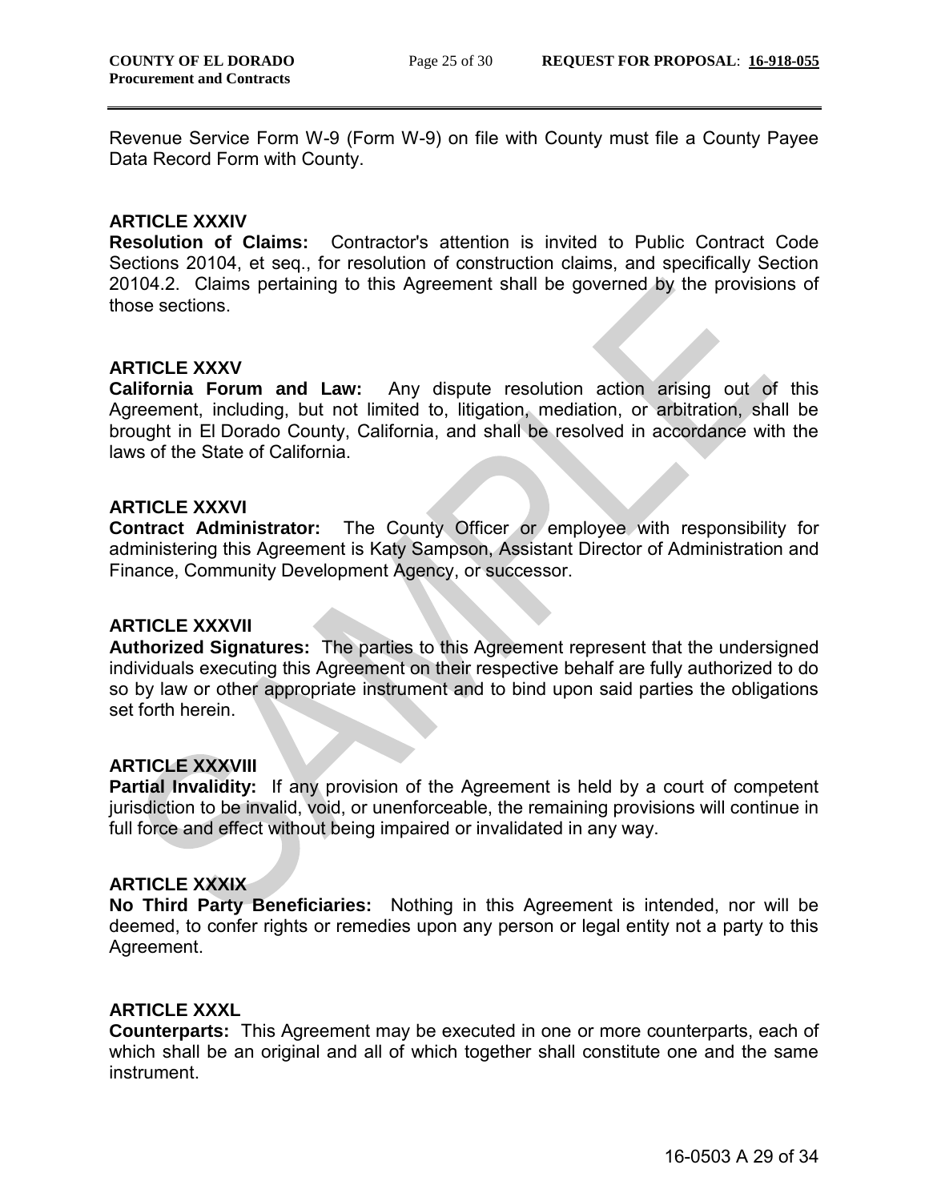Revenue Service Form W-9 (Form W-9) on file with County must file a County Payee Data Record Form with County.

### ARTICLE XXXIV

**Resolution of Claims:** Contractor's attention is invited to Public Contract Code Sections 20104, et seq., for resolution of construction claims, and specifically Section 20104.2. Claims pertaining to this Agreement shall be governed by the provisions of those sections.

### ARTICLE XXXV

**California Forum and Law:** Any dispute resolution action arising out of this Agreement, including, but not limited to, litigation, mediation, or arbitration, shall be brought in El Dorado County, California, and shall be resolved in accordance with the laws of the State of California.

### ARTICLE XXXVI

**Contract Administrator:** The County Officer or employee with responsibility for administering this Agreement is Katy Sampson, Assistant Director of Administration and Finance, Community Development Agency, or successor.

### ARTICLE XXXVII

**Authorized Signatures:** The parties to this Agreement represent that the undersigned individuals executing this Agreement on their respective behalf are fully authorized to do so by law or other appropriate instrument and to bind upon said parties the obligations set forth herein.

### ARTICLE XXXVIII

**Partial Invalidity:** If any provision of the Agreement is held by a court of competent jurisdiction to be invalid, void, or unenforceable, the remaining provisions will continue in full force and effect without being impaired or invalidated in any way.

### ARTICLE XXXIX

**No Third Party Beneficiaries:** Nothing in this Agreement is intended, nor will be deemed, to confer rights or remedies upon any person or legal entity not a party to this Agreement.

### ARTICLE XXXL

**Counterparts:** This Agreement may be executed in one or more counterparts, each of which shall be an original and all of which together shall constitute one and the same instrument.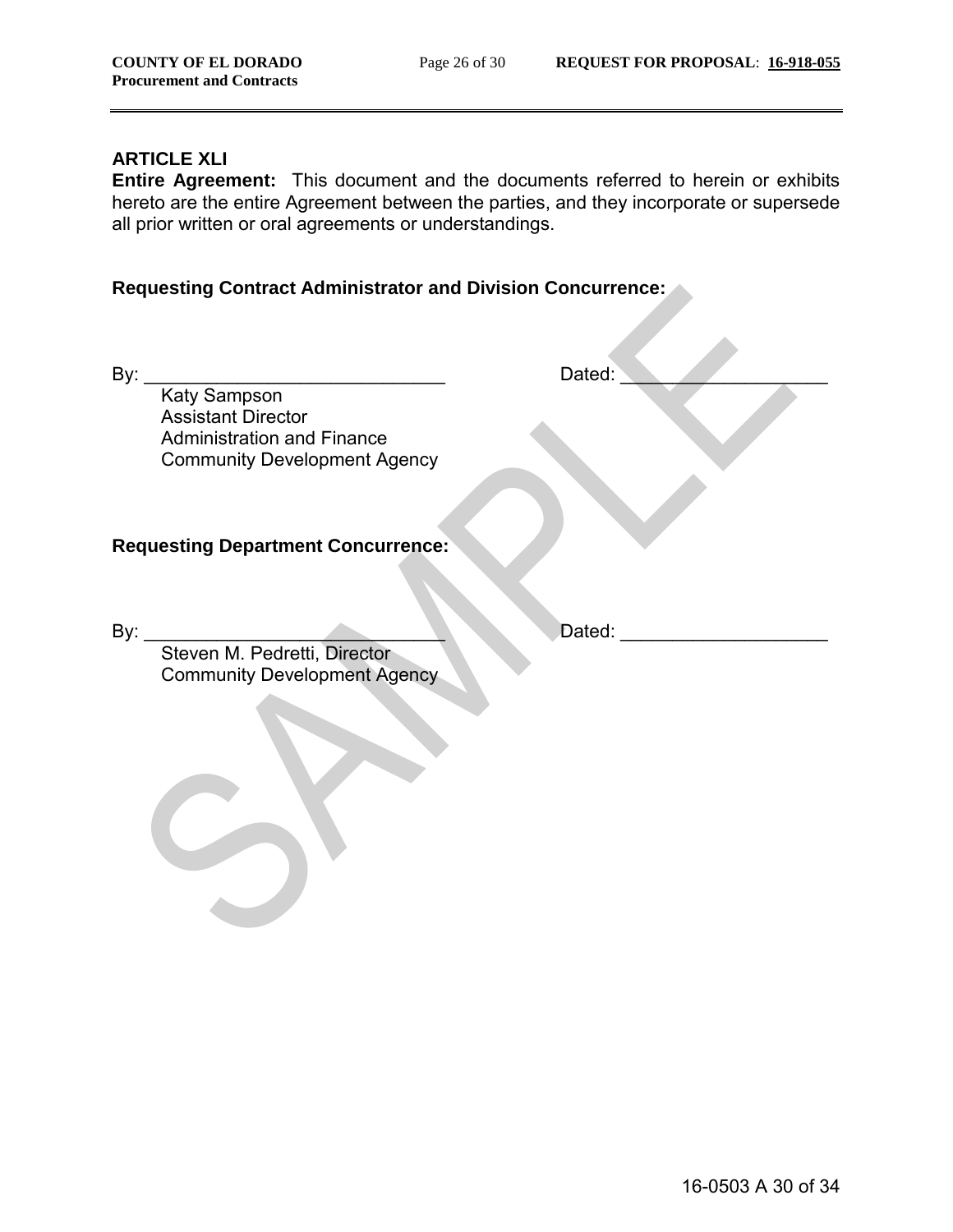**ARTICLE XLI**

**Entire Agreement:** This document and the documents referred to herein or exhibits hereto are the entire Agreement between the parties, and they incorporate or supersede all prior written or oral agreements or understandings.

**Requesting Contract Administrator and Division Concurrence:**

By: ______________________________ Dated: ____________________

Katy Sampson
Assistant Director
Administration and Finance
Community Development Agency

**Requesting Department Concurrence:**

By: ______________________________ Dated: ____________________

Steven M. Pedretti, Director
Community Development Agency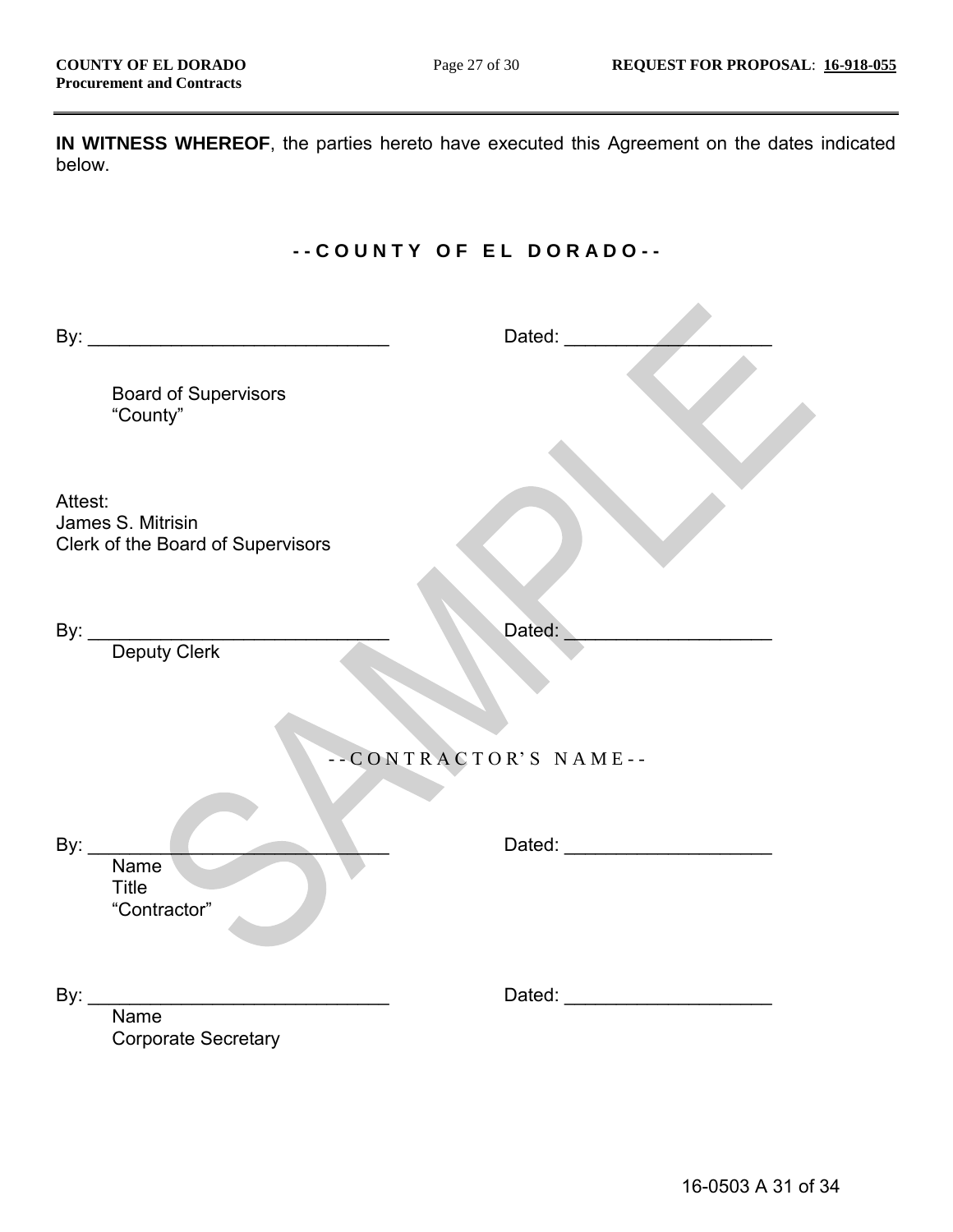**IN WITNESS WHEREOF**, the parties hereto have executed this Agreement on the dates indicated below.

**- - C O U N T Y  O F  E L  D O R A D O - -**

By: ______________________________ Dated: ____________________

Board of Supervisors
"County"

Attest:
James S. Mitrisin
Clerk of the Board of Supervisors

By: ______________________________ Dated: ____________________
Deputy Clerk

- - C O N T R A C T O R ' S  N A M E - -

By: ______________________________ Dated: ____________________
Name
Title
"Contractor"

By: ______________________________ Dated: ____________________
Name
Corporate Secretary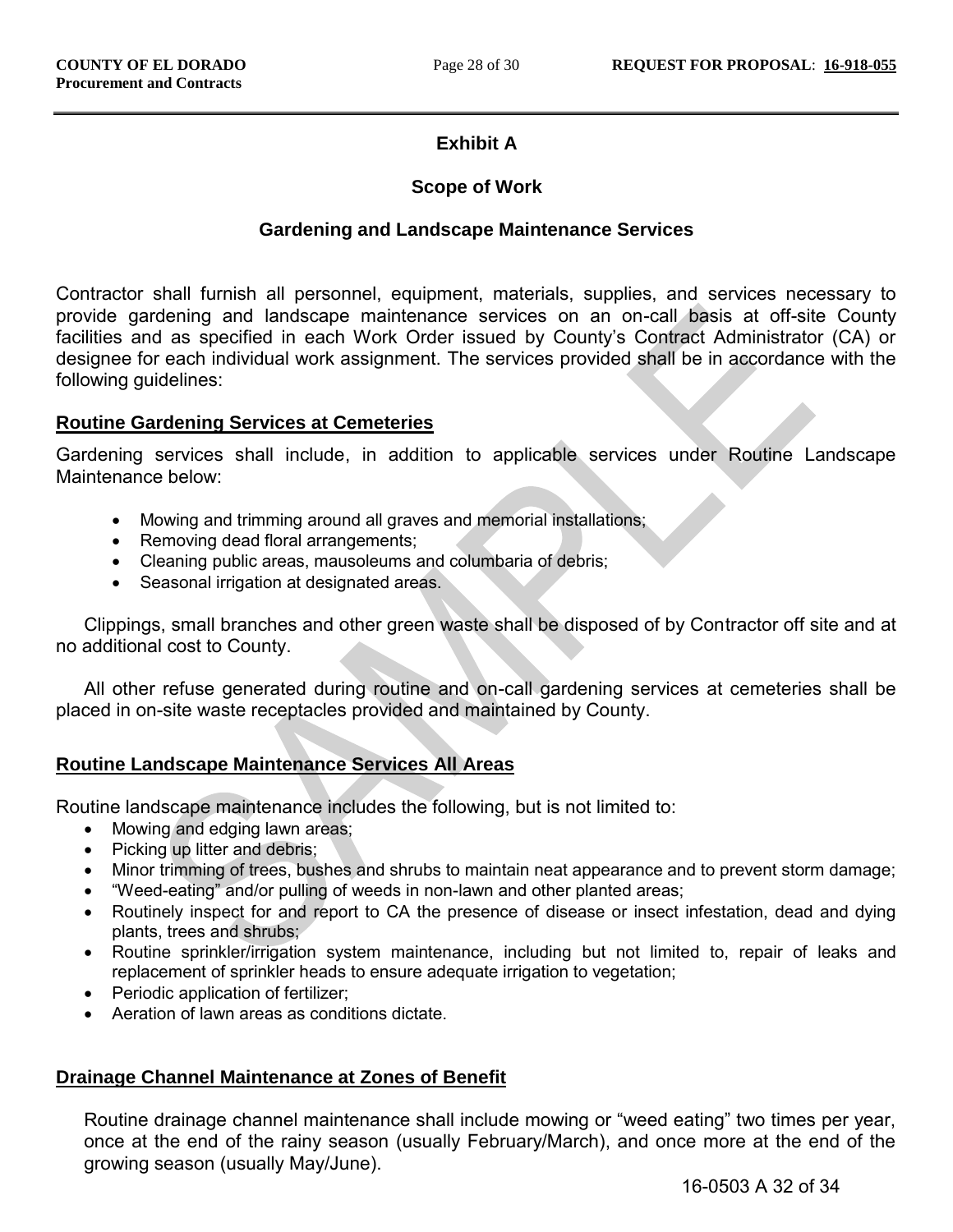**Exhibit A**

**Scope of Work**

**Gardening and Landscape Maintenance Services**

Contractor shall furnish all personnel, equipment, materials, supplies, and services necessary to provide gardening and landscape maintenance services on an on-call basis at off-site County facilities and as specified in each Work Order issued by County's Contract Administrator (CA) or designee for each individual work assignment. The services provided shall be in accordance with the following guidelines:

**Routine Gardening Services at Cemeteries**

Gardening services shall include, in addition to applicable services under Routine Landscape Maintenance below:

- Mowing and trimming around all graves and memorial installations;
- Removing dead floral arrangements;
- Cleaning public areas, mausoleums and columbaria of debris;
- Seasonal irrigation at designated areas.

Clippings, small branches and other green waste shall be disposed of by Contractor off site and at no additional cost to County.

All other refuse generated during routine and on-call gardening services at cemeteries shall be placed in on-site waste receptacles provided and maintained by County.

**Routine Landscape Maintenance Services All Areas**

Routine landscape maintenance includes the following, but is not limited to:

- Mowing and edging lawn areas;
- Picking up litter and debris;
- Minor trimming of trees, bushes and shrubs to maintain neat appearance and to prevent storm damage;
- "Weed-eating" and/or pulling of weeds in non-lawn and other planted areas;
- Routinely inspect for and report to CA the presence of disease or insect infestation, dead and dying plants, trees and shrubs;
- Routine sprinkler/irrigation system maintenance, including but not limited to, repair of leaks and replacement of sprinkler heads to ensure adequate irrigation to vegetation;
- Periodic application of fertilizer;
- Aeration of lawn areas as conditions dictate.

**Drainage Channel Maintenance at Zones of Benefit**

Routine drainage channel maintenance shall include mowing or "weed eating" two times per year, once at the end of the rainy season (usually February/March), and once more at the end of the growing season (usually May/June).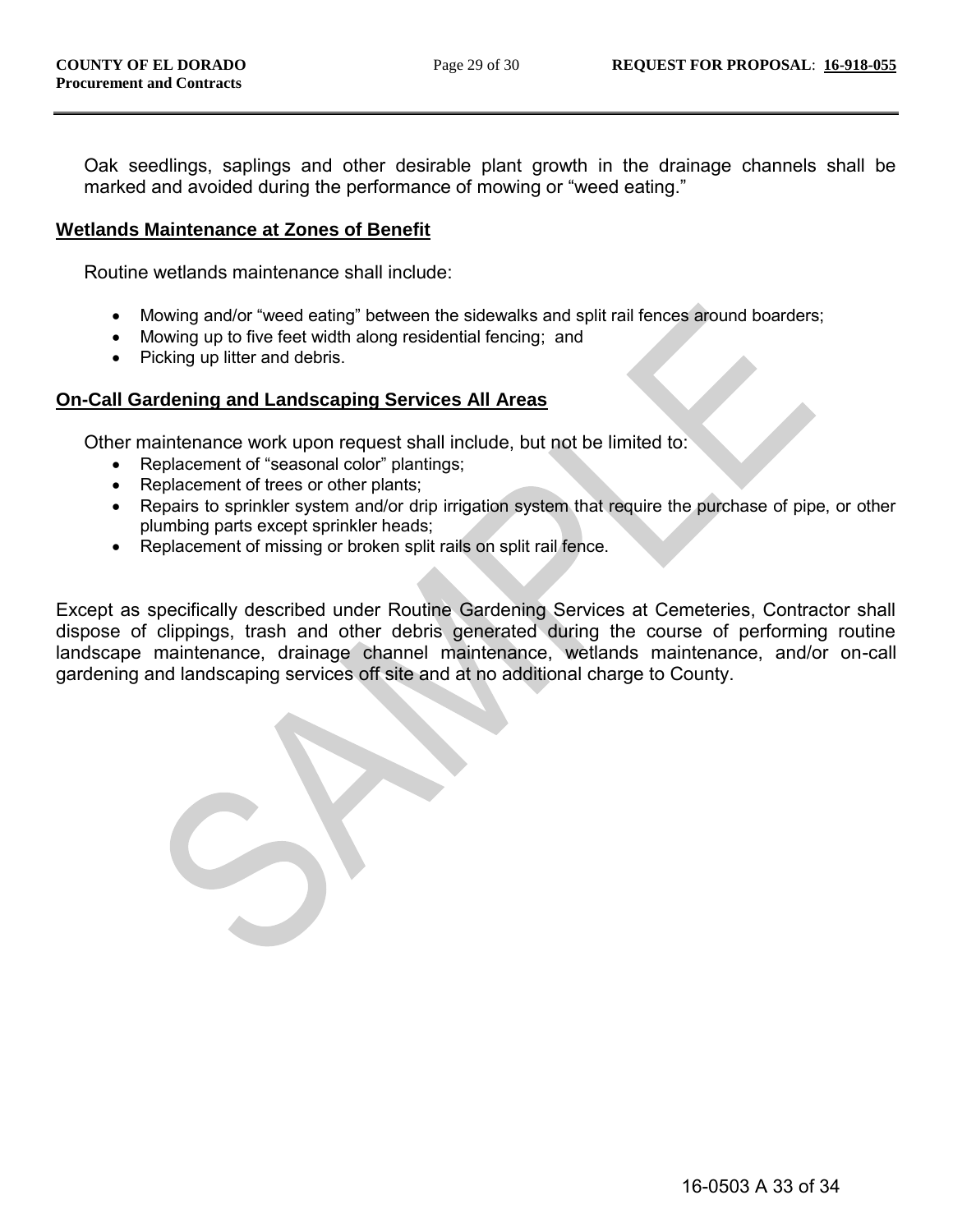Oak seedlings, saplings and other desirable plant growth in the drainage channels shall be marked and avoided during the performance of mowing or "weed eating."

**Wetlands Maintenance at Zones of Benefit**

Routine wetlands maintenance shall include:

- Mowing and/or "weed eating" between the sidewalks and split rail fences around boarders;
- Mowing up to five feet width along residential fencing; and
- Picking up litter and debris.

**On-Call Gardening and Landscaping Services All Areas**

Other maintenance work upon request shall include, but not be limited to:

- Replacement of "seasonal color" plantings;
- Replacement of trees or other plants;
- Repairs to sprinkler system and/or drip irrigation system that require the purchase of pipe, or other plumbing parts except sprinkler heads;
- Replacement of missing or broken split rails on split rail fence.

Except as specifically described under Routine Gardening Services at Cemeteries, Contractor shall dispose of clippings, trash and other debris generated during the course of performing routine landscape maintenance, drainage channel maintenance, wetlands maintenance, and/or on-call gardening and landscaping services off site and at no additional charge to County.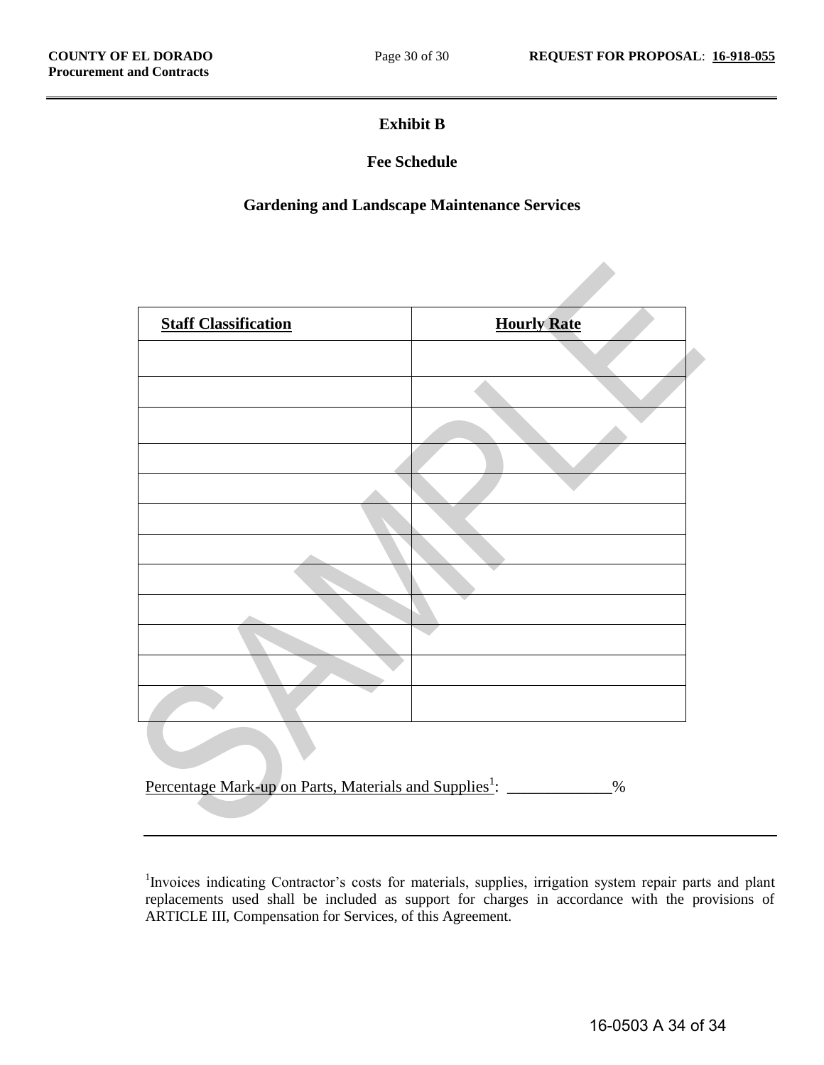# Exhibit B

## Fee Schedule

## Gardening and Landscape Maintenance Services

| Staff Classification | Hourly Rate |
|---|---|
| | |
| | |
| | |
| | |
| | |
| | |
| | |
| | |
| | |
| | |
| | |
| | |

Percentage Mark-up on Parts, Materials and Supplies[1]: _____________%

---

[1]Invoices indicating Contractor's costs for materials, supplies, irrigation system repair parts and plant replacements used shall be included as support for charges in accordance with the provisions of ARTICLE III, Compensation for Services, of this Agreement.